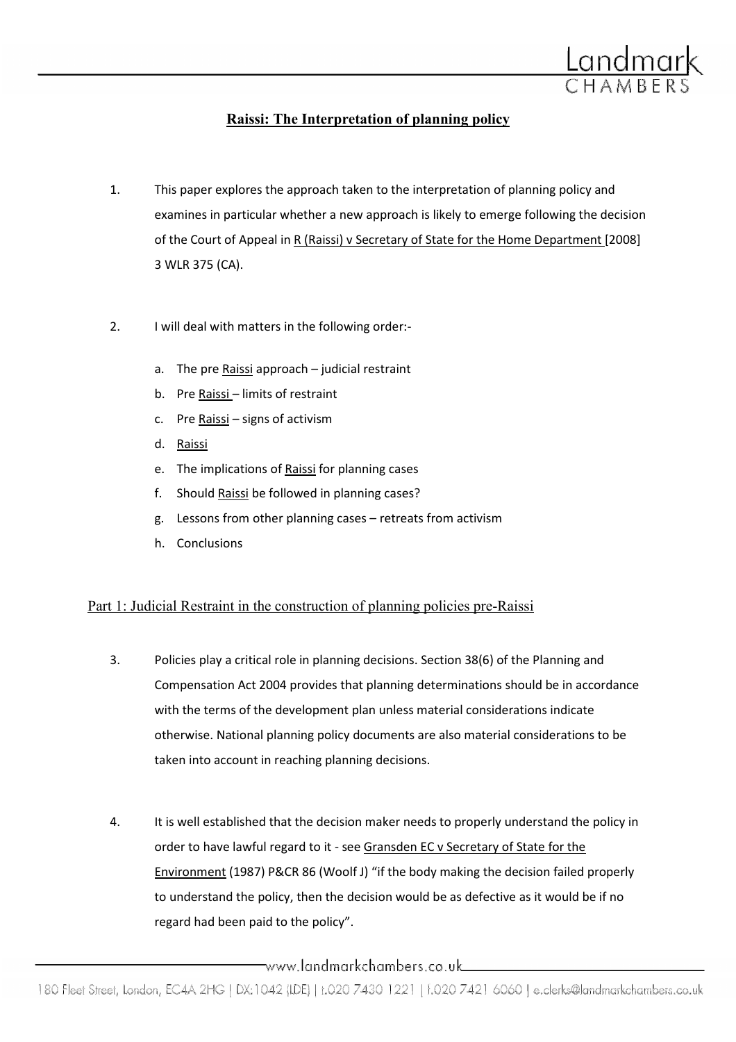# Raissi: The Interpretation of planning policy

1. This paper explores the approach taken to the interpretation of planning policy and examines in particular whether a new approach is likely to emerge following the decision of the Court of Appeal in R (Raissi) v Secretary of State for the Home Department [2008] 3 WLR 375 (CA).

2. I will deal with matters in the following order:-

   a. The pre Raissi approach – judicial restraint
   b. Pre Raissi – limits of restraint
   c. Pre Raissi – signs of activism
   d. Raissi
   e. The implications of Raissi for planning cases
   f. Should Raissi be followed in planning cases?
   g. Lessons from other planning cases – retreats from activism
   h. Conclusions

## Part 1: Judicial Restraint in the construction of planning policies pre-Raissi

3. Policies play a critical role in planning decisions. Section 38(6) of the Planning and Compensation Act 2004 provides that planning determinations should be in accordance with the terms of the development plan unless material considerations indicate otherwise. National planning policy documents are also material considerations to be taken into account in reaching planning decisions.

4. It is well established that the decision maker needs to properly understand the policy in order to have lawful regard to it - see Gransden EC v Secretary of State for the Environment (1987) P&CR 86 (Woolf J) "if the body making the decision failed properly to understand the policy, then the decision would be as defective as it would be if no regard had been paid to the policy".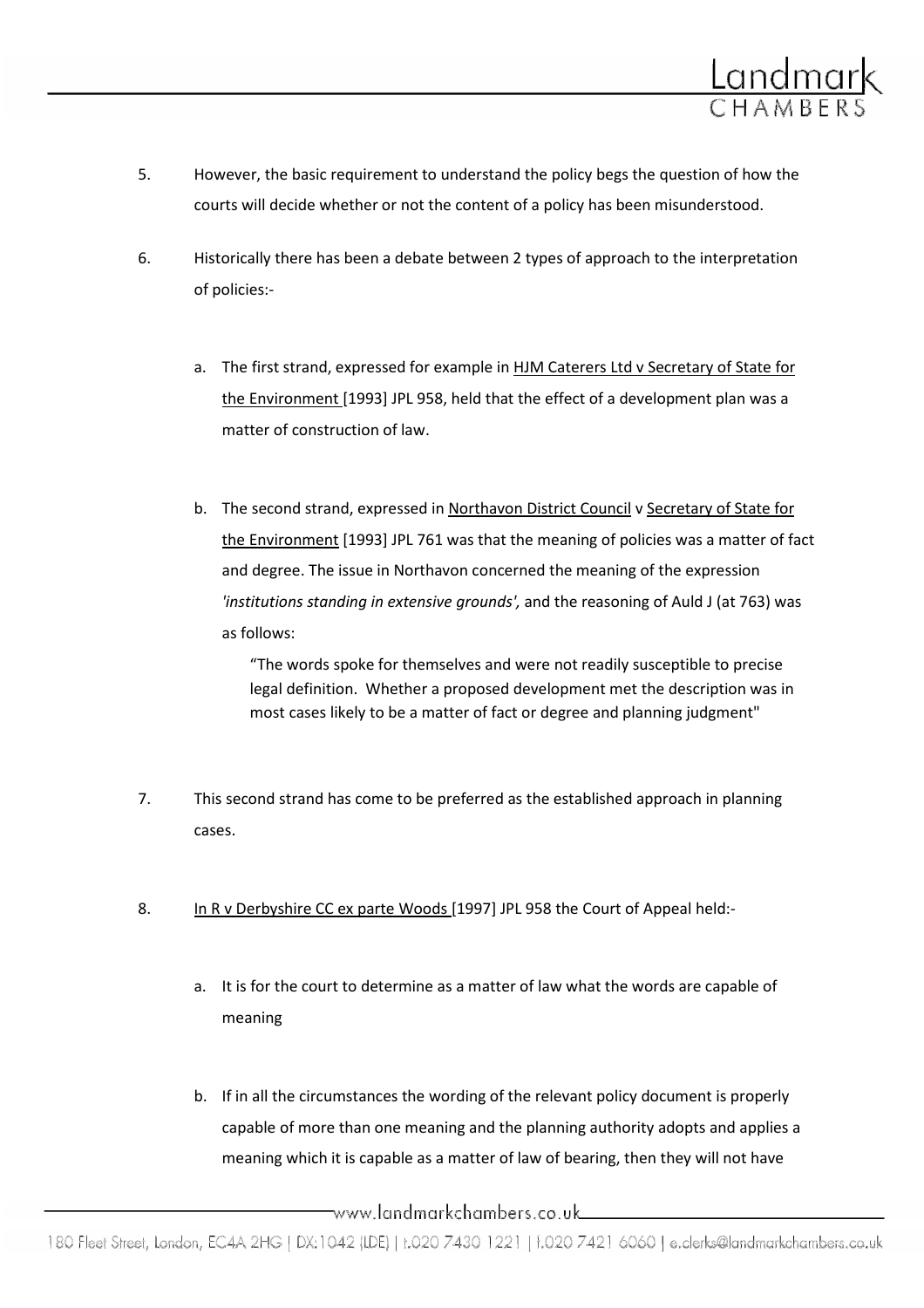5. However, the basic requirement to understand the policy begs the question of how the courts will decide whether or not the content of a policy has been misunderstood.

6. Historically there has been a debate between 2 types of approach to the interpretation of policies:-

   a. The first strand, expressed for example in HJM Caterers Ltd v Secretary of State for the Environment [1993] JPL 958, held that the effect of a development plan was a matter of construction of law.

   b. The second strand, expressed in Northavon District Council v Secretary of State for the Environment [1993] JPL 761 was that the meaning of policies was a matter of fact and degree. The issue in Northavon concerned the meaning of the expression *'institutions standing in extensive grounds',* and the reasoning of Auld J (at 763) was as follows:

      > "The words spoke for themselves and were not readily susceptible to precise legal definition. Whether a proposed development met the description was in most cases likely to be a matter of fact or degree and planning judgment"

7. This second strand has come to be preferred as the established approach in planning cases.

8. In R v Derbyshire CC ex parte Woods [1997] JPL 958 the Court of Appeal held:-

   a. It is for the court to determine as a matter of law what the words are capable of meaning

   b. If in all the circumstances the wording of the relevant policy document is properly capable of more than one meaning and the planning authority adopts and applies a meaning which it is capable as a matter of law of bearing, then they will not have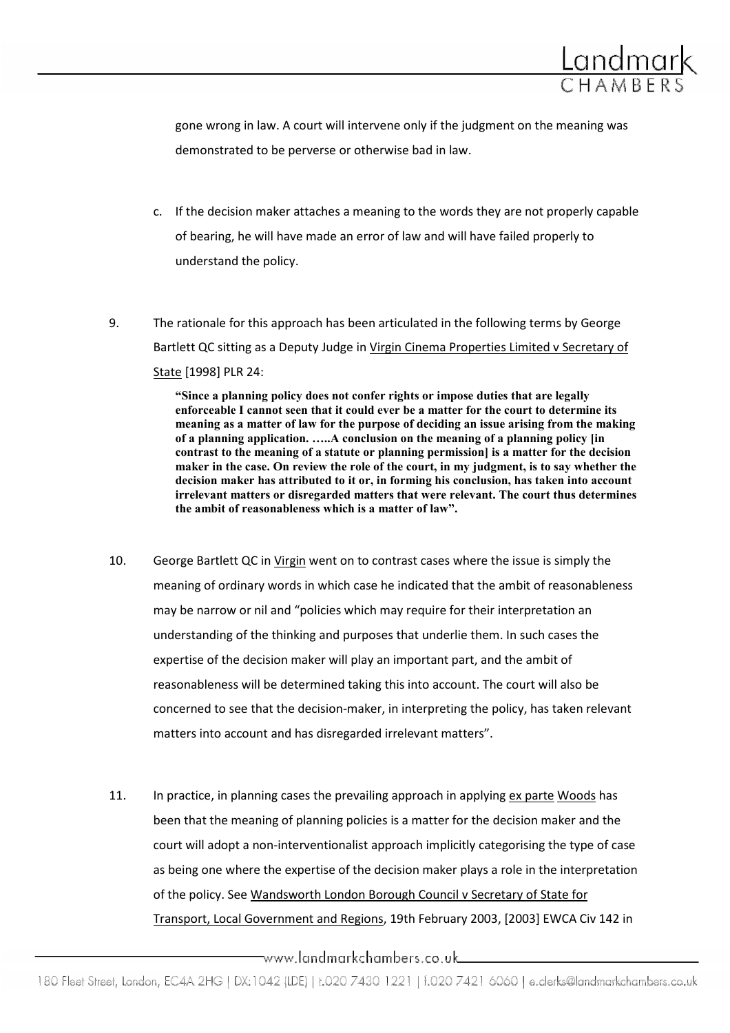gone wrong in law. A court will intervene only if the judgment on the meaning was demonstrated to be perverse or otherwise bad in law.

c. If the decision maker attaches a meaning to the words they are not properly capable of bearing, he will have made an error of law and will have failed properly to understand the policy.

9. The rationale for this approach has been articulated in the following terms by George Bartlett QC sitting as a Deputy Judge in Virgin Cinema Properties Limited v Secretary of State [1998] PLR 24:

> **"Since a planning policy does not confer rights or impose duties that are legally enforceable I cannot seen that it could ever be a matter for the court to determine its meaning as a matter of law for the purpose of deciding an issue arising from the making of a planning application. …..A conclusion on the meaning of a planning policy [in contrast to the meaning of a statute or planning permission] is a matter for the decision maker in the case. On review the role of the court, in my judgment, is to say whether the decision maker has attributed to it or, in forming his conclusion, has taken into account irrelevant matters or disregarded matters that were relevant. The court thus determines the ambit of reasonableness which is a matter of law".**

10. George Bartlett QC in Virgin went on to contrast cases where the issue is simply the meaning of ordinary words in which case he indicated that the ambit of reasonableness may be narrow or nil and "policies which may require for their interpretation an understanding of the thinking and purposes that underlie them. In such cases the expertise of the decision maker will play an important part, and the ambit of reasonableness will be determined taking this into account. The court will also be concerned to see that the decision-maker, in interpreting the policy, has taken relevant matters into account and has disregarded irrelevant matters".

11. In practice, in planning cases the prevailing approach in applying ex parte Woods has been that the meaning of planning policies is a matter for the decision maker and the court will adopt a non-interventionalist approach implicitly categorising the type of case as being one where the expertise of the decision maker plays a role in the interpretation of the policy. See Wandsworth London Borough Council v Secretary of State for Transport, Local Government and Regions, 19th February 2003, [2003] EWCA Civ 142 in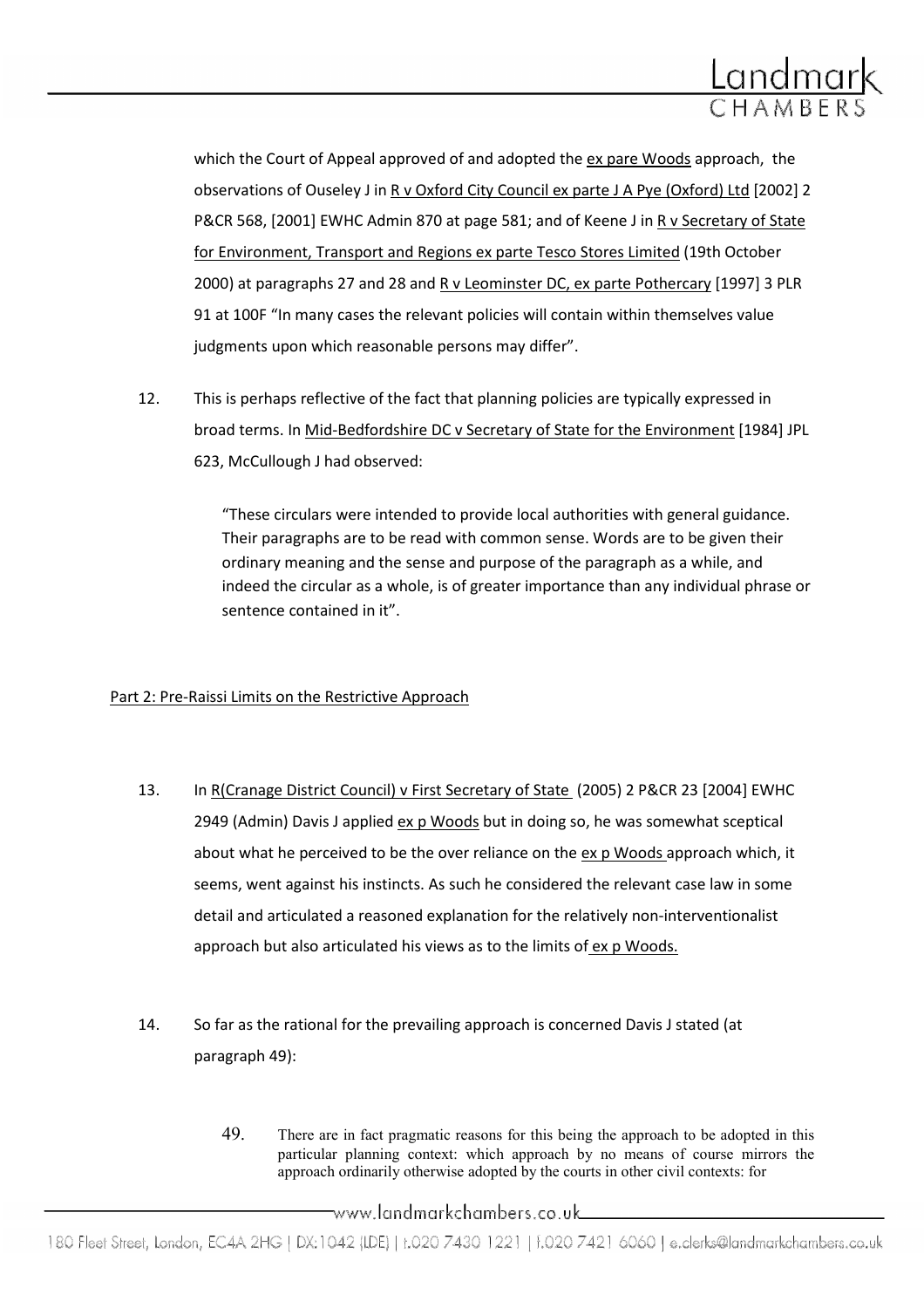which the Court of Appeal approved of and adopted the ex pare Woods approach, the observations of Ouseley J in R v Oxford City Council ex parte J A Pye (Oxford) Ltd [2002] 2 P&CR 568, [2001] EWHC Admin 870 at page 581; and of Keene J in R v Secretary of State for Environment, Transport and Regions ex parte Tesco Stores Limited (19th October 2000) at paragraphs 27 and 28 and R v Leominster DC, ex parte Pothercary [1997] 3 PLR 91 at 100F "In many cases the relevant policies will contain within themselves value judgments upon which reasonable persons may differ".

12. This is perhaps reflective of the fact that planning policies are typically expressed in broad terms. In Mid-Bedfordshire DC v Secretary of State for the Environment [1984] JPL 623, McCullough J had observed:

> "These circulars were intended to provide local authorities with general guidance. Their paragraphs are to be read with common sense. Words are to be given their ordinary meaning and the sense and purpose of the paragraph as a while, and indeed the circular as a whole, is of greater importance than any individual phrase or sentence contained in it".

## Part 2: Pre-Raissi Limits on the Restrictive Approach

13. In R(Cranage District Council) v First Secretary of State (2005) 2 P&CR 23 [2004] EWHC 2949 (Admin) Davis J applied ex p Woods but in doing so, he was somewhat sceptical about what he perceived to be the over reliance on the ex p Woods approach which, it seems, went against his instincts. As such he considered the relevant case law in some detail and articulated a reasoned explanation for the relatively non-interventionalist approach but also articulated his views as to the limits of ex p Woods.

14. So far as the rational for the prevailing approach is concerned Davis J stated (at paragraph 49):

> 49. There are in fact pragmatic reasons for this being the approach to be adopted in this particular planning context: which approach by no means of course mirrors the approach ordinarily otherwise adopted by the courts in other civil contexts: for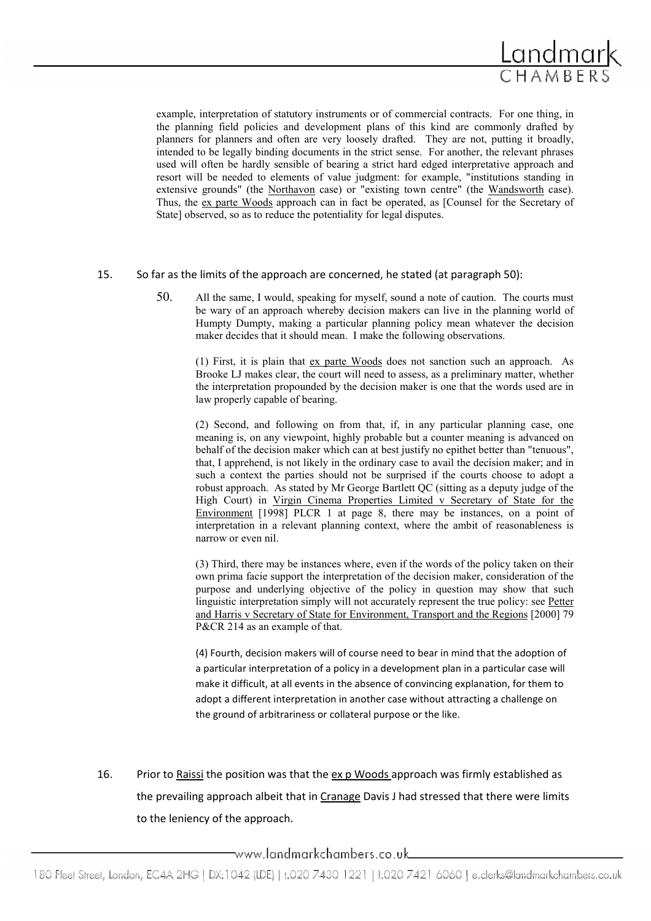example, interpretation of statutory instruments or of commercial contracts. For one thing, in the planning field policies and development plans of this kind are commonly drafted by planners for planners and often are very loosely drafted. They are not, putting it broadly, intended to be legally binding documents in the strict sense. For another, the relevant phrases used will often be hardly sensible of bearing a strict hard edged interpretative approach and resort will be needed to elements of value judgment: for example, "institutions standing in extensive grounds" (the Northavon case) or "existing town centre" (the Wandsworth case). Thus, the ex parte Woods approach can in fact be operated, as [Counsel for the Secretary of State] observed, so as to reduce the potentiality for legal disputes.

15. So far as the limits of the approach are concerned, he stated (at paragraph 50):

> 50. All the same, I would, speaking for myself, sound a note of caution. The courts must be wary of an approach whereby decision makers can live in the planning world of Humpty Dumpty, making a particular planning policy mean whatever the decision maker decides that it should mean. I make the following observations.
>
> (1) First, it is plain that ex parte Woods does not sanction such an approach. As Brooke LJ makes clear, the court will need to assess, as a preliminary matter, whether the interpretation propounded by the decision maker is one that the words used are in law properly capable of bearing.
>
> (2) Second, and following on from that, if, in any particular planning case, one meaning is, on any viewpoint, highly probable but a counter meaning is advanced on behalf of the decision maker which can at best justify no epithet better than "tenuous", that, I apprehend, is not likely in the ordinary case to avail the decision maker; and in such a context the parties should not be surprised if the courts choose to adopt a robust approach. As stated by Mr George Bartlett QC (sitting as a deputy judge of the High Court) in Virgin Cinema Properties Limited v Secretary of State for the Environment [1998] PLCR 1 at page 8, there may be instances, on a point of interpretation in a relevant planning context, where the ambit of reasonableness is narrow or even nil.
>
> (3) Third, there may be instances where, even if the words of the policy taken on their own prima facie support the interpretation of the decision maker, consideration of the purpose and underlying objective of the policy in question may show that such linguistic interpretation simply will not accurately represent the true policy: see Petter and Harris v Secretary of State for Environment, Transport and the Regions [2000] 79 P&CR 214 as an example of that.
>
> (4) Fourth, decision makers will of course need to bear in mind that the adoption of a particular interpretation of a policy in a development plan in a particular case will make it difficult, at all events in the absence of convincing explanation, for them to adopt a different interpretation in another case without attracting a challenge on the ground of arbitrariness or collateral purpose or the like.

16. Prior to Raissi the position was that the ex p Woods approach was firmly established as the prevailing approach albeit that in Cranage Davis J had stressed that there were limits to the leniency of the approach.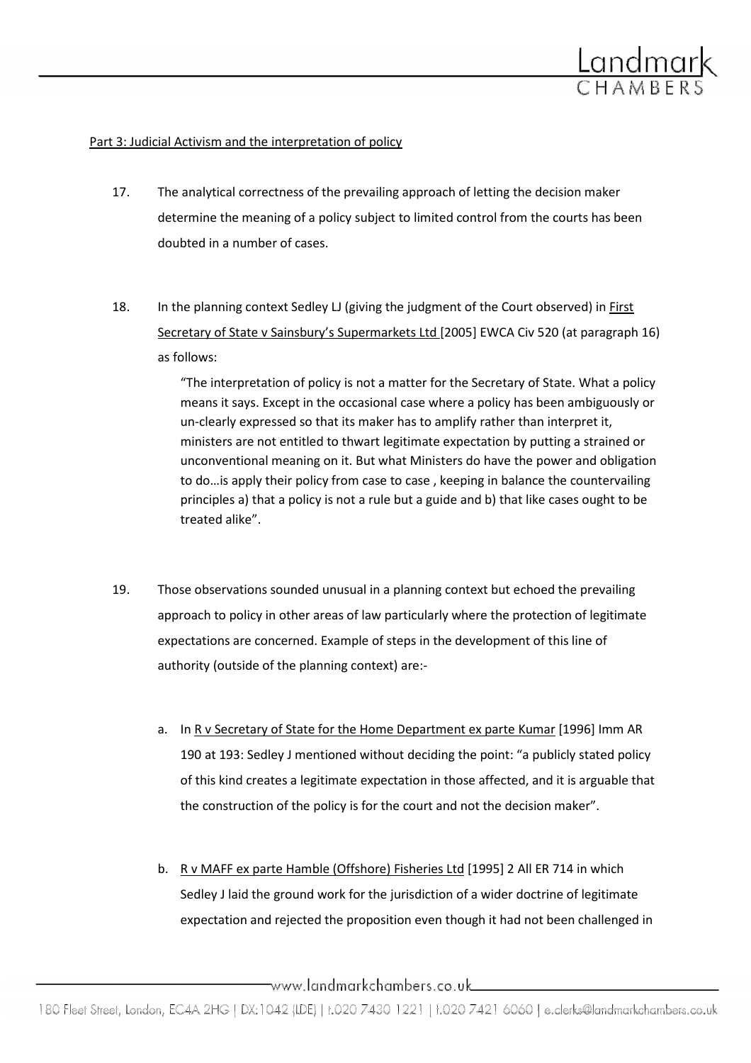Part 3: Judicial Activism and the interpretation of policy

17. The analytical correctness of the prevailing approach of letting the decision maker determine the meaning of a policy subject to limited control from the courts has been doubted in a number of cases.

18. In the planning context Sedley LJ (giving the judgment of the Court observed) in First Secretary of State v Sainsbury's Supermarkets Ltd [2005] EWCA Civ 520 (at paragraph 16) as follows:

> "The interpretation of policy is not a matter for the Secretary of State. What a policy means it says. Except in the occasional case where a policy has been ambiguously or un-clearly expressed so that its maker has to amplify rather than interpret it, ministers are not entitled to thwart legitimate expectation by putting a strained or unconventional meaning on it. But what Ministers do have the power and obligation to do…is apply their policy from case to case , keeping in balance the countervailing principles a) that a policy is not a rule but a guide and b) that like cases ought to be treated alike".

19. Those observations sounded unusual in a planning context but echoed the prevailing approach to policy in other areas of law particularly where the protection of legitimate expectations are concerned. Example of steps in the development of this line of authority (outside of the planning context) are:-

    a. In R v Secretary of State for the Home Department ex parte Kumar [1996] Imm AR 190 at 193: Sedley J mentioned without deciding the point: "a publicly stated policy of this kind creates a legitimate expectation in those affected, and it is arguable that the construction of the policy is for the court and not the decision maker".

    b. R v MAFF ex parte Hamble (Offshore) Fisheries Ltd [1995] 2 All ER 714 in which Sedley J laid the ground work for the jurisdiction of a wider doctrine of legitimate expectation and rejected the proposition even though it had not been challenged in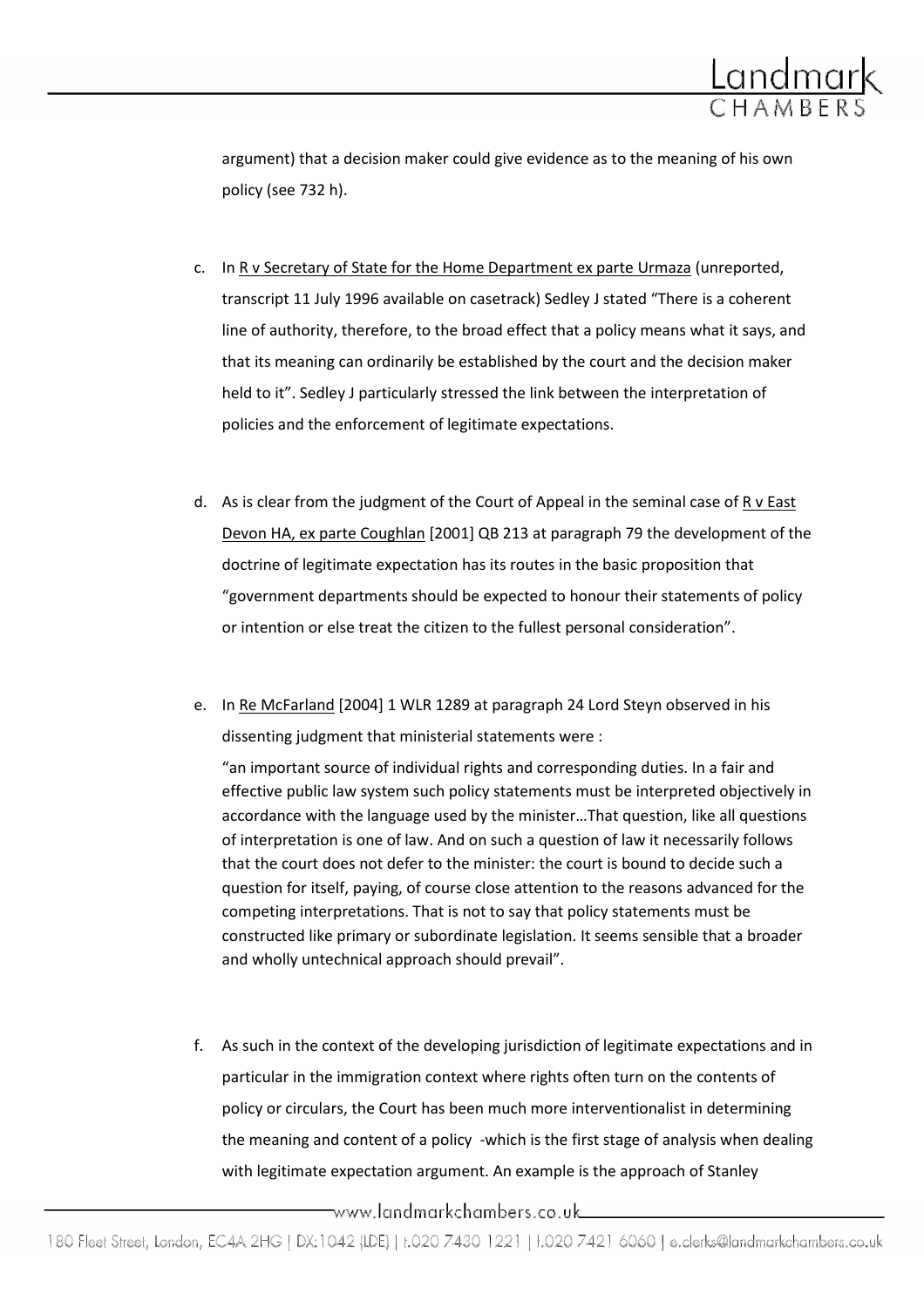argument) that a decision maker could give evidence as to the meaning of his own policy (see 732 h).

c. In R v Secretary of State for the Home Department ex parte Urmaza (unreported, transcript 11 July 1996 available on casetrack) Sedley J stated "There is a coherent line of authority, therefore, to the broad effect that a policy means what it says, and that its meaning can ordinarily be established by the court and the decision maker held to it". Sedley J particularly stressed the link between the interpretation of policies and the enforcement of legitimate expectations.

d. As is clear from the judgment of the Court of Appeal in the seminal case of R v East Devon HA, ex parte Coughlan [2001] QB 213 at paragraph 79 the development of the doctrine of legitimate expectation has its routes in the basic proposition that "government departments should be expected to honour their statements of policy or intention or else treat the citizen to the fullest personal consideration".

e. In Re McFarland [2004] 1 WLR 1289 at paragraph 24 Lord Steyn observed in his dissenting judgment that ministerial statements were :

   "an important source of individual rights and corresponding duties. In a fair and effective public law system such policy statements must be interpreted objectively in accordance with the language used by the minister…That question, like all questions of interpretation is one of law. And on such a question of law it necessarily follows that the court does not defer to the minister: the court is bound to decide such a question for itself, paying, of course close attention to the reasons advanced for the competing interpretations. That is not to say that policy statements must be constructed like primary or subordinate legislation. It seems sensible that a broader and wholly untechnical approach should prevail".

f. As such in the context of the developing jurisdiction of legitimate expectations and in particular in the immigration context where rights often turn on the contents of policy or circulars, the Court has been much more interventionalist in determining the meaning and content of a policy -which is the first stage of analysis when dealing with legitimate expectation argument. An example is the approach of Stanley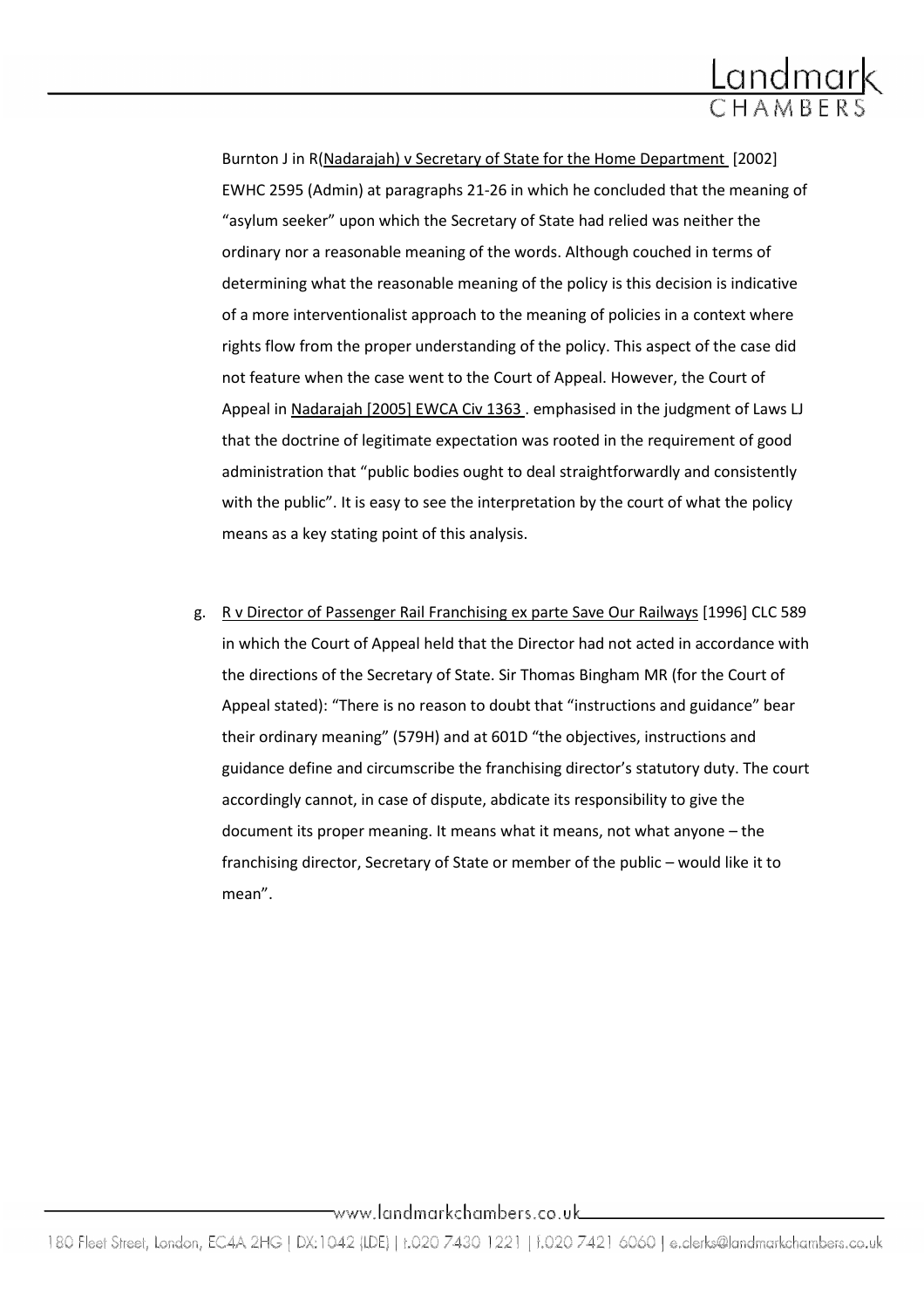Burnton J in R(Nadarajah) v Secretary of State for the Home Department [2002] EWHC 2595 (Admin) at paragraphs 21-26 in which he concluded that the meaning of "asylum seeker" upon which the Secretary of State had relied was neither the ordinary nor a reasonable meaning of the words. Although couched in terms of determining what the reasonable meaning of the policy is this decision is indicative of a more interventionalist approach to the meaning of policies in a context where rights flow from the proper understanding of the policy. This aspect of the case did not feature when the case went to the Court of Appeal. However, the Court of Appeal in Nadarajah [2005] EWCA Civ 1363 . emphasised in the judgment of Laws LJ that the doctrine of legitimate expectation was rooted in the requirement of good administration that "public bodies ought to deal straightforwardly and consistently with the public". It is easy to see the interpretation by the court of what the policy means as a key stating point of this analysis.

g. R v Director of Passenger Rail Franchising ex parte Save Our Railways [1996] CLC 589 in which the Court of Appeal held that the Director had not acted in accordance with the directions of the Secretary of State. Sir Thomas Bingham MR (for the Court of Appeal stated): "There is no reason to doubt that "instructions and guidance" bear their ordinary meaning" (579H) and at 601D "the objectives, instructions and guidance define and circumscribe the franchising director's statutory duty. The court accordingly cannot, in case of dispute, abdicate its responsibility to give the document its proper meaning. It means what it means, not what anyone – the franchising director, Secretary of State or member of the public – would like it to mean".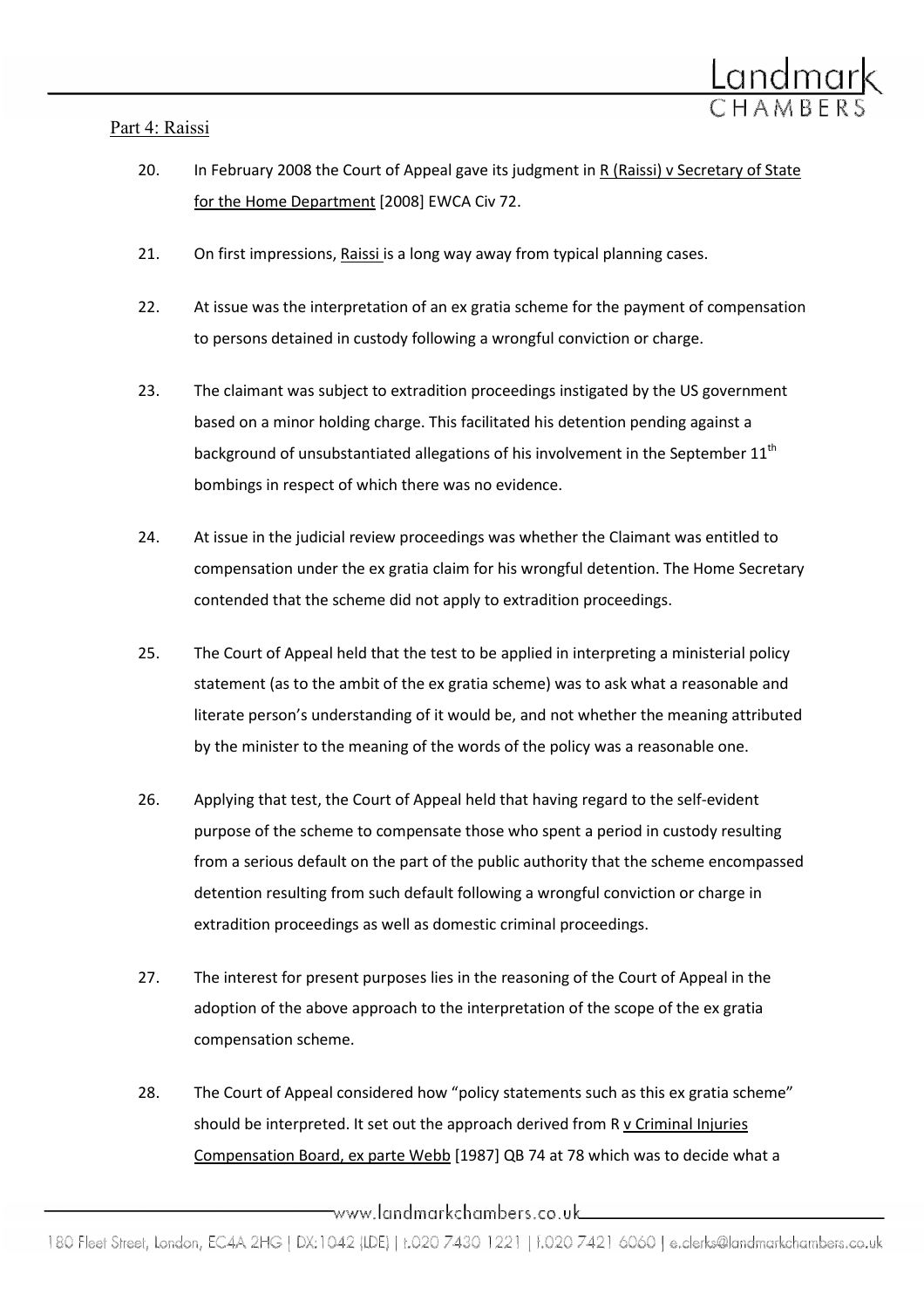Part 4: Raissi

20. In February 2008 the Court of Appeal gave its judgment in R (Raissi) v Secretary of State for the Home Department [2008] EWCA Civ 72.

21. On first impressions, Raissi is a long way away from typical planning cases.

22. At issue was the interpretation of an ex gratia scheme for the payment of compensation to persons detained in custody following a wrongful conviction or charge.

23. The claimant was subject to extradition proceedings instigated by the US government based on a minor holding charge. This facilitated his detention pending against a background of unsubstantiated allegations of his involvement in the September 11th bombings in respect of which there was no evidence.

24. At issue in the judicial review proceedings was whether the Claimant was entitled to compensation under the ex gratia claim for his wrongful detention. The Home Secretary contended that the scheme did not apply to extradition proceedings.

25. The Court of Appeal held that the test to be applied in interpreting a ministerial policy statement (as to the ambit of the ex gratia scheme) was to ask what a reasonable and literate person's understanding of it would be, and not whether the meaning attributed by the minister to the meaning of the words of the policy was a reasonable one.

26. Applying that test, the Court of Appeal held that having regard to the self-evident purpose of the scheme to compensate those who spent a period in custody resulting from a serious default on the part of the public authority that the scheme encompassed detention resulting from such default following a wrongful conviction or charge in extradition proceedings as well as domestic criminal proceedings.

27. The interest for present purposes lies in the reasoning of the Court of Appeal in the adoption of the above approach to the interpretation of the scope of the ex gratia compensation scheme.

28. The Court of Appeal considered how "policy statements such as this ex gratia scheme" should be interpreted. It set out the approach derived from R v Criminal Injuries Compensation Board, ex parte Webb [1987] QB 74 at 78 which was to decide what a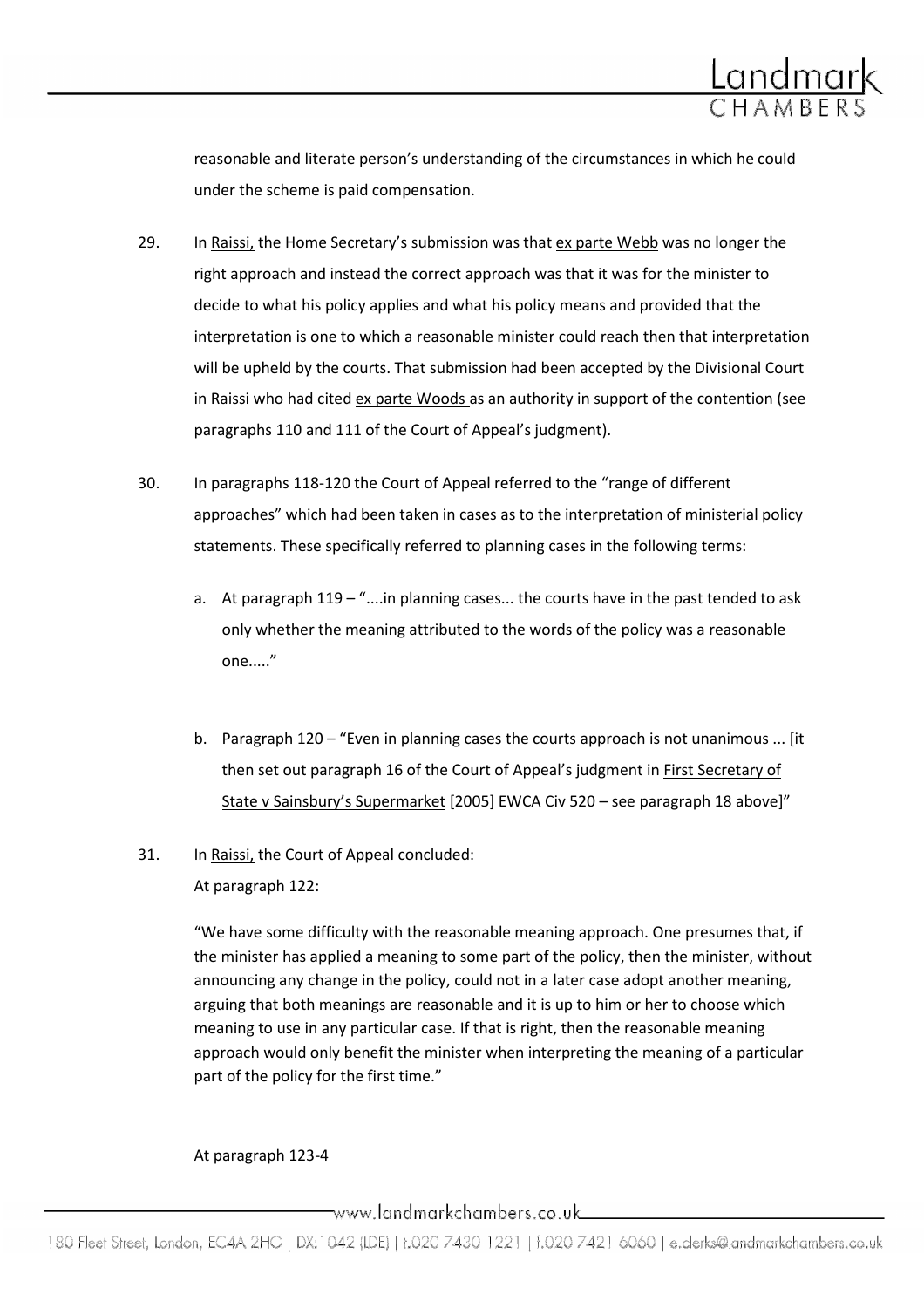reasonable and literate person's understanding of the circumstances in which he could under the scheme is paid compensation.

29. In Raissi, the Home Secretary's submission was that ex parte Webb was no longer the right approach and instead the correct approach was that it was for the minister to decide to what his policy applies and what his policy means and provided that the interpretation is one to which a reasonable minister could reach then that interpretation will be upheld by the courts. That submission had been accepted by the Divisional Court in Raissi who had cited ex parte Woods as an authority in support of the contention (see paragraphs 110 and 111 of the Court of Appeal's judgment).

30. In paragraphs 118-120 the Court of Appeal referred to the "range of different approaches" which had been taken in cases as to the interpretation of ministerial policy statements. These specifically referred to planning cases in the following terms:

    a. At paragraph 119 – "....in planning cases... the courts have in the past tended to ask only whether the meaning attributed to the words of the policy was a reasonable one....."

    b. Paragraph 120 – "Even in planning cases the courts approach is not unanimous ... [it then set out paragraph 16 of the Court of Appeal's judgment in First Secretary of State v Sainsbury's Supermarket [2005] EWCA Civ 520 – see paragraph 18 above]"

31. In Raissi, the Court of Appeal concluded:

    At paragraph 122:

    > "We have some difficulty with the reasonable meaning approach. One presumes that, if the minister has applied a meaning to some part of the policy, then the minister, without announcing any change in the policy, could not in a later case adopt another meaning, arguing that both meanings are reasonable and it is up to him or her to choose which meaning to use in any particular case. If that is right, then the reasonable meaning approach would only benefit the minister when interpreting the meaning of a particular part of the policy for the first time."

    At paragraph 123-4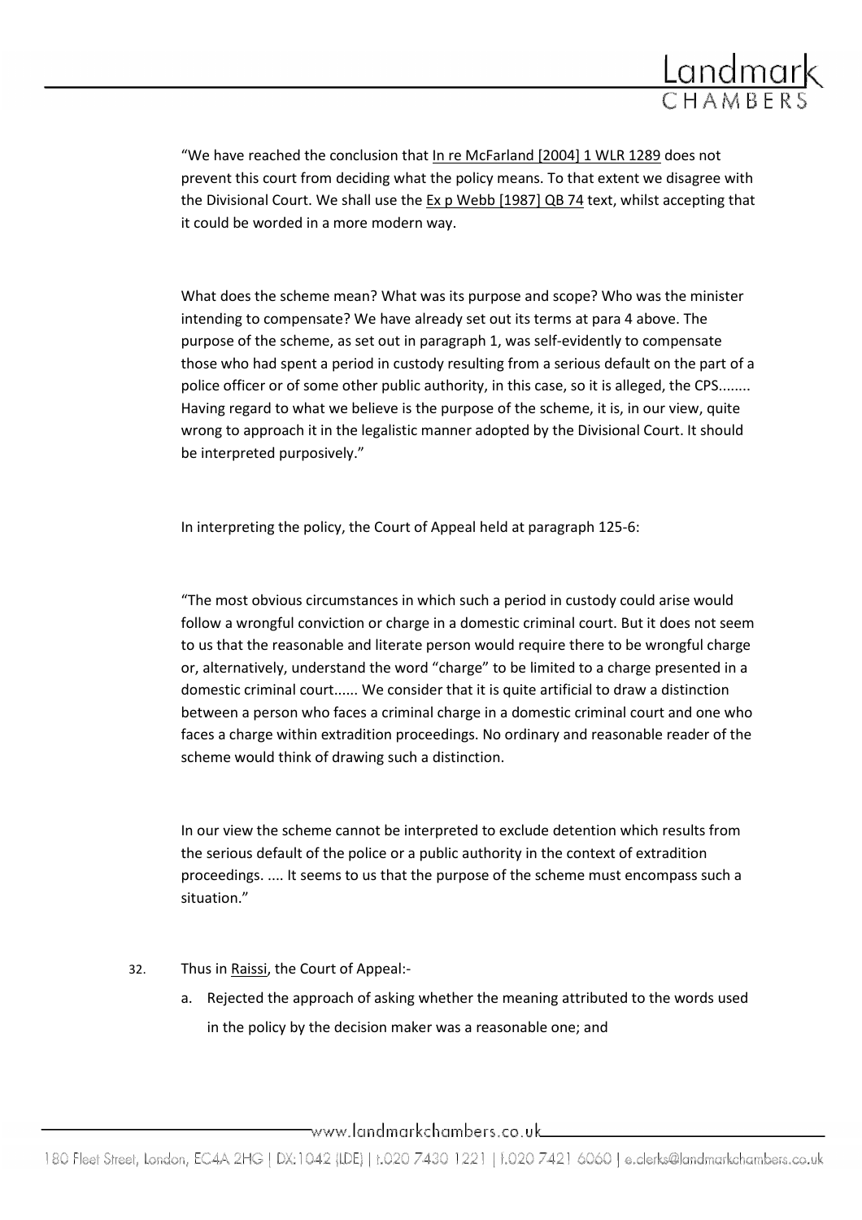"We have reached the conclusion that In re McFarland [2004] 1 WLR 1289 does not prevent this court from deciding what the policy means. To that extent we disagree with the Divisional Court. We shall use the Ex p Webb [1987] QB 74 text, whilst accepting that it could be worded in a more modern way.

What does the scheme mean? What was its purpose and scope? Who was the minister intending to compensate? We have already set out its terms at para 4 above. The purpose of the scheme, as set out in paragraph 1, was self-evidently to compensate those who had spent a period in custody resulting from a serious default on the part of a police officer or of some other public authority, in this case, so it is alleged, the CPS........ Having regard to what we believe is the purpose of the scheme, it is, in our view, quite wrong to approach it in the legalistic manner adopted by the Divisional Court. It should be interpreted purposively."

In interpreting the policy, the Court of Appeal held at paragraph 125-6:

"The most obvious circumstances in which such a period in custody could arise would follow a wrongful conviction or charge in a domestic criminal court. But it does not seem to us that the reasonable and literate person would require there to be wrongful charge or, alternatively, understand the word "charge" to be limited to a charge presented in a domestic criminal court...... We consider that it is quite artificial to draw a distinction between a person who faces a criminal charge in a domestic criminal court and one who faces a charge within extradition proceedings. No ordinary and reasonable reader of the scheme would think of drawing such a distinction.

In our view the scheme cannot be interpreted to exclude detention which results from the serious default of the police or a public authority in the context of extradition proceedings. .... It seems to us that the purpose of the scheme must encompass such a situation."

32. Thus in Raissi, the Court of Appeal:-
    a. Rejected the approach of asking whether the meaning attributed to the words used in the policy by the decision maker was a reasonable one; and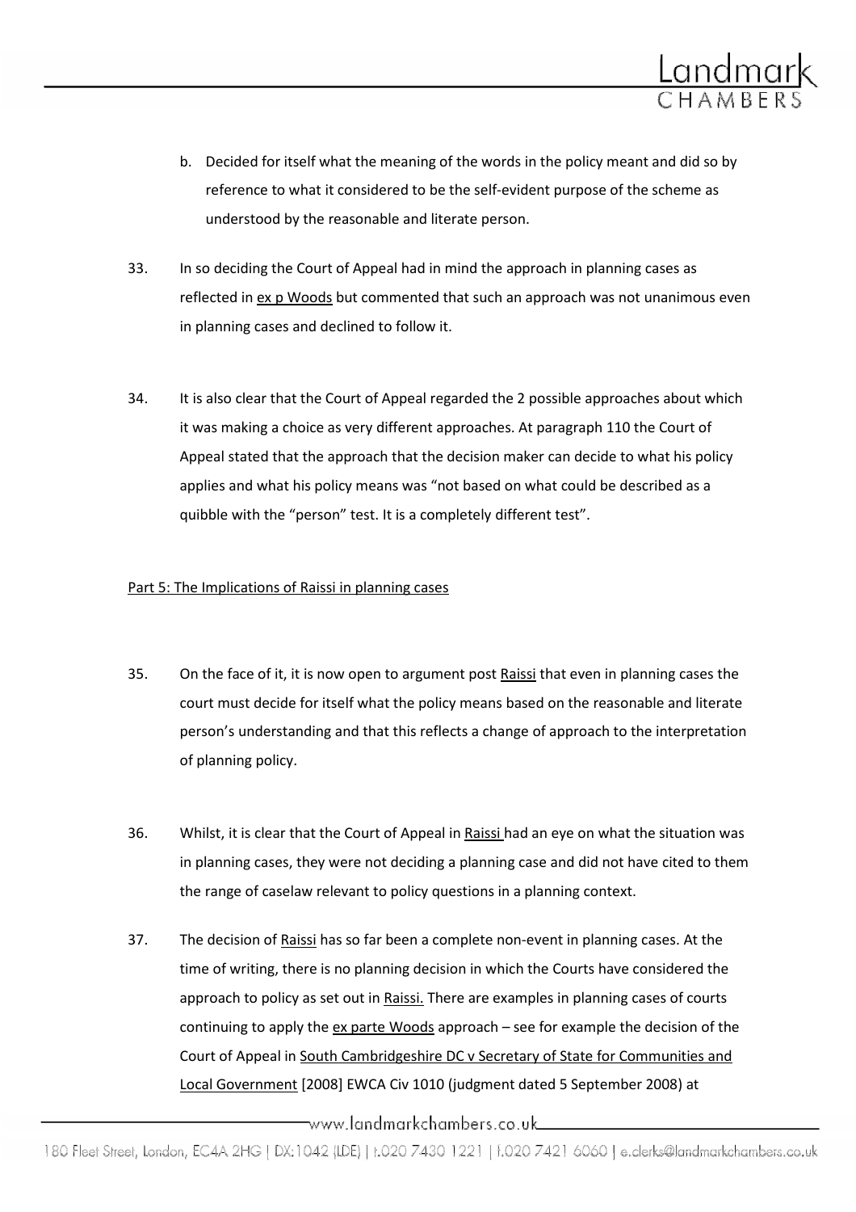b. Decided for itself what the meaning of the words in the policy meant and did so by reference to what it considered to be the self-evident purpose of the scheme as understood by the reasonable and literate person.

33. In so deciding the Court of Appeal had in mind the approach in planning cases as reflected in ex p Woods but commented that such an approach was not unanimous even in planning cases and declined to follow it.

34. It is also clear that the Court of Appeal regarded the 2 possible approaches about which it was making a choice as very different approaches. At paragraph 110 the Court of Appeal stated that the approach that the decision maker can decide to what his policy applies and what his policy means was "not based on what could be described as a quibble with the "person" test. It is a completely different test".

Part 5: The Implications of Raissi in planning cases

35. On the face of it, it is now open to argument post Raissi that even in planning cases the court must decide for itself what the policy means based on the reasonable and literate person's understanding and that this reflects a change of approach to the interpretation of planning policy.

36. Whilst, it is clear that the Court of Appeal in Raissi had an eye on what the situation was in planning cases, they were not deciding a planning case and did not have cited to them the range of caselaw relevant to policy questions in a planning context.

37. The decision of Raissi has so far been a complete non-event in planning cases. At the time of writing, there is no planning decision in which the Courts have considered the approach to policy as set out in Raissi. There are examples in planning cases of courts continuing to apply the ex parte Woods approach – see for example the decision of the Court of Appeal in South Cambridgeshire DC v Secretary of State for Communities and Local Government [2008] EWCA Civ 1010 (judgment dated 5 September 2008) at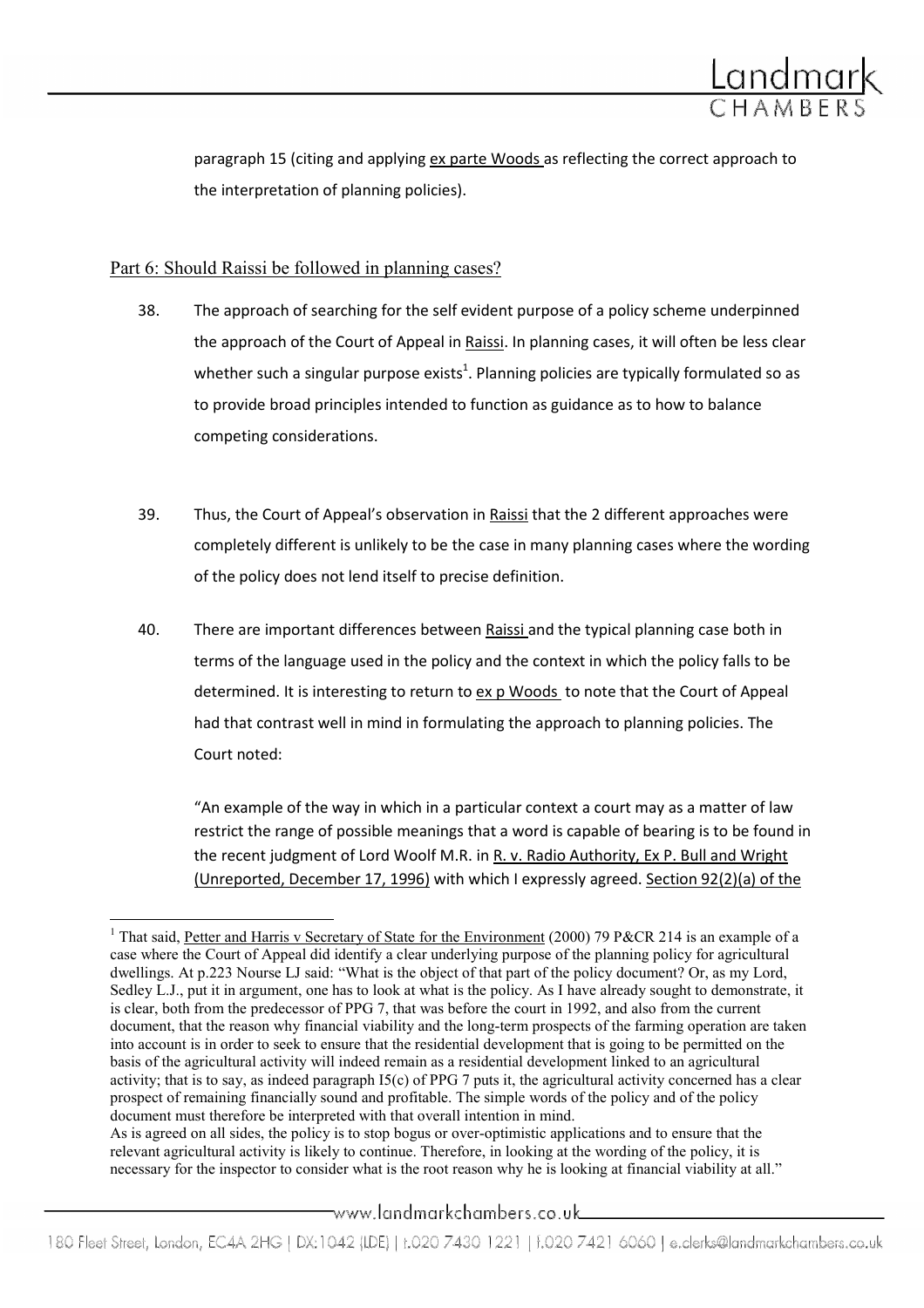paragraph 15 (citing and applying ex parte Woods as reflecting the correct approach to the interpretation of planning policies).

## Part 6: Should Raissi be followed in planning cases?

38. The approach of searching for the self evident purpose of a policy scheme underpinned the approach of the Court of Appeal in Raissi. In planning cases, it will often be less clear whether such a singular purpose exists[1]. Planning policies are typically formulated so as to provide broad principles intended to function as guidance as to how to balance competing considerations.

39. Thus, the Court of Appeal's observation in Raissi that the 2 different approaches were completely different is unlikely to be the case in many planning cases where the wording of the policy does not lend itself to precise definition.

40. There are important differences between Raissi and the typical planning case both in terms of the language used in the policy and the context in which the policy falls to be determined. It is interesting to return to ex p Woods to note that the Court of Appeal had that contrast well in mind in formulating the approach to planning policies. The Court noted:

"An example of the way in which in a particular context a court may as a matter of law restrict the range of possible meanings that a word is capable of bearing is to be found in the recent judgment of Lord Woolf M.R. in R. v. Radio Authority, Ex P. Bull and Wright (Unreported, December 17, 1996) with which I expressly agreed. Section 92(2)(a) of the

---

[1] That said, Petter and Harris v Secretary of State for the Environment (2000) 79 P&CR 214 is an example of a case where the Court of Appeal did identify a clear underlying purpose of the planning policy for agricultural dwellings. At p.223 Nourse LJ said: "What is the object of that part of the policy document? Or, as my Lord, Sedley L.J., put it in argument, one has to look at what is the policy. As I have already sought to demonstrate, it is clear, both from the predecessor of PPG 7, that was before the court in 1992, and also from the current document, that the reason why financial viability and the long-term prospects of the farming operation are taken into account is in order to seek to ensure that the residential development that is going to be permitted on the basis of the agricultural activity will indeed remain as a residential development linked to an agricultural activity; that is to say, as indeed paragraph I5(c) of PPG 7 puts it, the agricultural activity concerned has a clear prospect of remaining financially sound and profitable. The simple words of the policy and of the policy document must therefore be interpreted with that overall intention in mind.
As is agreed on all sides, the policy is to stop bogus or over-optimistic applications and to ensure that the relevant agricultural activity is likely to continue. Therefore, in looking at the wording of the policy, it is necessary for the inspector to consider what is the root reason why he is looking at financial viability at all."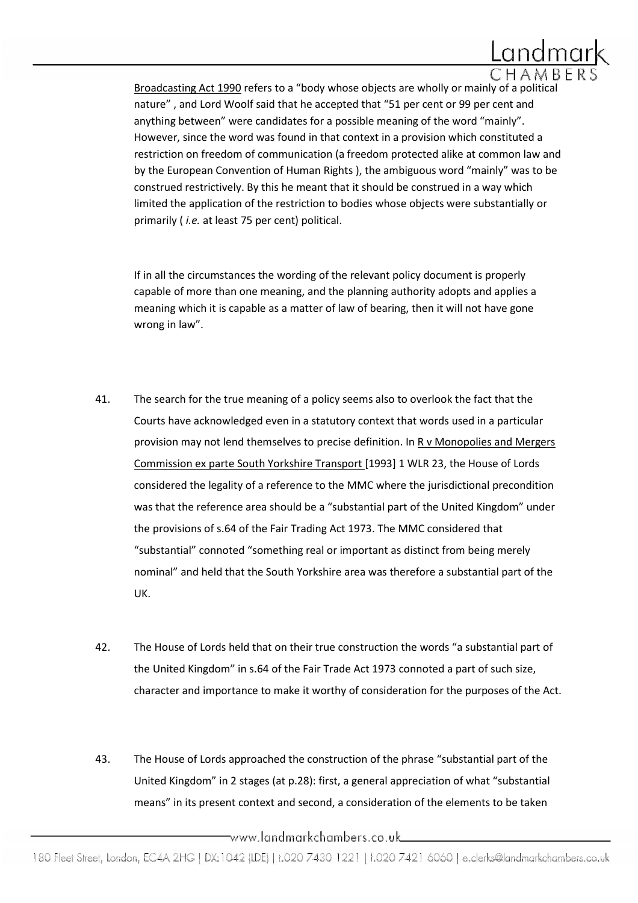Broadcasting Act 1990 refers to a "body whose objects are wholly or mainly of a political nature" , and Lord Woolf said that he accepted that "51 per cent or 99 per cent and anything between" were candidates for a possible meaning of the word "mainly". However, since the word was found in that context in a provision which constituted a restriction on freedom of communication (a freedom protected alike at common law and by the European Convention of Human Rights ), the ambiguous word "mainly" was to be construed restrictively. By this he meant that it should be construed in a way which limited the application of the restriction to bodies whose objects were substantially or primarily ( *i.e.* at least 75 per cent) political.

If in all the circumstances the wording of the relevant policy document is properly capable of more than one meaning, and the planning authority adopts and applies a meaning which it is capable as a matter of law of bearing, then it will not have gone wrong in law".

41. The search for the true meaning of a policy seems also to overlook the fact that the Courts have acknowledged even in a statutory context that words used in a particular provision may not lend themselves to precise definition. In R v Monopolies and Mergers Commission ex parte South Yorkshire Transport [1993] 1 WLR 23, the House of Lords considered the legality of a reference to the MMC where the jurisdictional precondition was that the reference area should be a "substantial part of the United Kingdom" under the provisions of s.64 of the Fair Trading Act 1973. The MMC considered that "substantial" connoted "something real or important as distinct from being merely nominal" and held that the South Yorkshire area was therefore a substantial part of the UK.

42. The House of Lords held that on their true construction the words "a substantial part of the United Kingdom" in s.64 of the Fair Trade Act 1973 connoted a part of such size, character and importance to make it worthy of consideration for the purposes of the Act.

43. The House of Lords approached the construction of the phrase "substantial part of the United Kingdom" in 2 stages (at p.28): first, a general appreciation of what "substantial means" in its present context and second, a consideration of the elements to be taken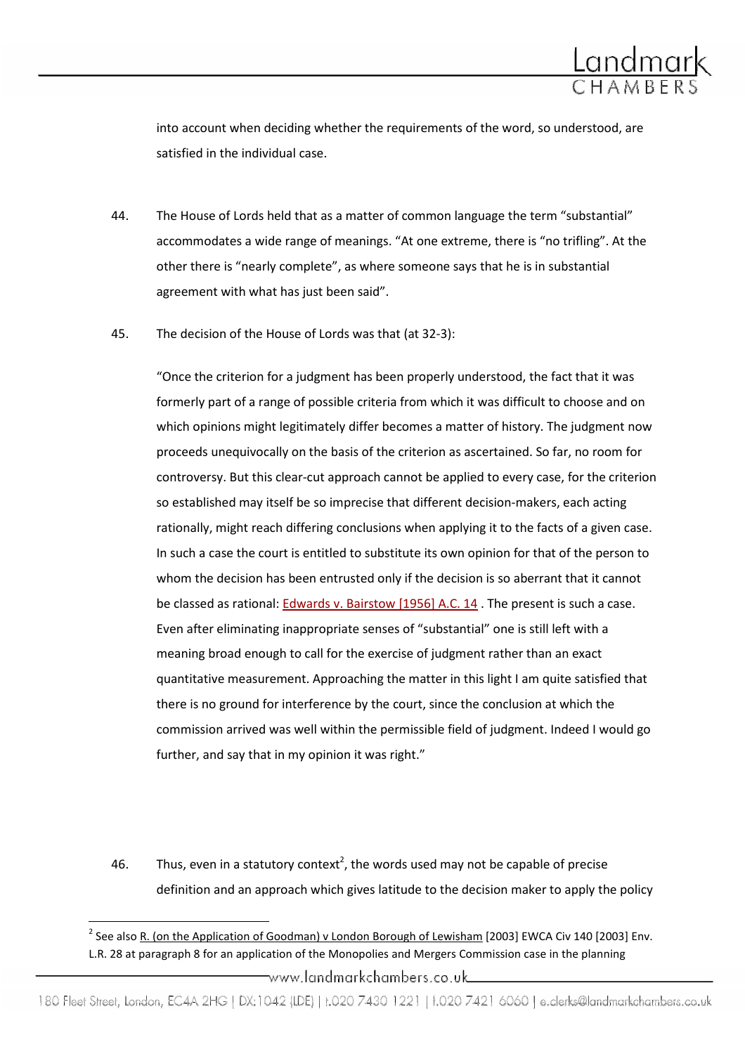into account when deciding whether the requirements of the word, so understood, are satisfied in the individual case.

44. The House of Lords held that as a matter of common language the term "substantial" accommodates a wide range of meanings. "At one extreme, there is "no trifling". At the other there is "nearly complete", as where someone says that he is in substantial agreement with what has just been said".

45. The decision of the House of Lords was that (at 32-3):

> "Once the criterion for a judgment has been properly understood, the fact that it was formerly part of a range of possible criteria from which it was difficult to choose and on which opinions might legitimately differ becomes a matter of history. The judgment now proceeds unequivocally on the basis of the criterion as ascertained. So far, no room for controversy. But this clear-cut approach cannot be applied to every case, for the criterion so established may itself be so imprecise that different decision-makers, each acting rationally, might reach differing conclusions when applying it to the facts of a given case. In such a case the court is entitled to substitute its own opinion for that of the person to whom the decision has been entrusted only if the decision is so aberrant that it cannot be classed as rational: Edwards v. Bairstow [1956] A.C. 14 . The present is such a case. Even after eliminating inappropriate senses of "substantial" one is still left with a meaning broad enough to call for the exercise of judgment rather than an exact quantitative measurement. Approaching the matter in this light I am quite satisfied that there is no ground for interference by the court, since the conclusion at which the commission arrived was well within the permissible field of judgment. Indeed I would go further, and say that in my opinion it was right."

46. Thus, even in a statutory context[2], the words used may not be capable of precise definition and an approach which gives latitude to the decision maker to apply the policy

---

[2] See also R. (on the Application of Goodman) v London Borough of Lewisham [2003] EWCA Civ 140 [2003] Env. L.R. 28 at paragraph 8 for an application of the Monopolies and Mergers Commission case in the planning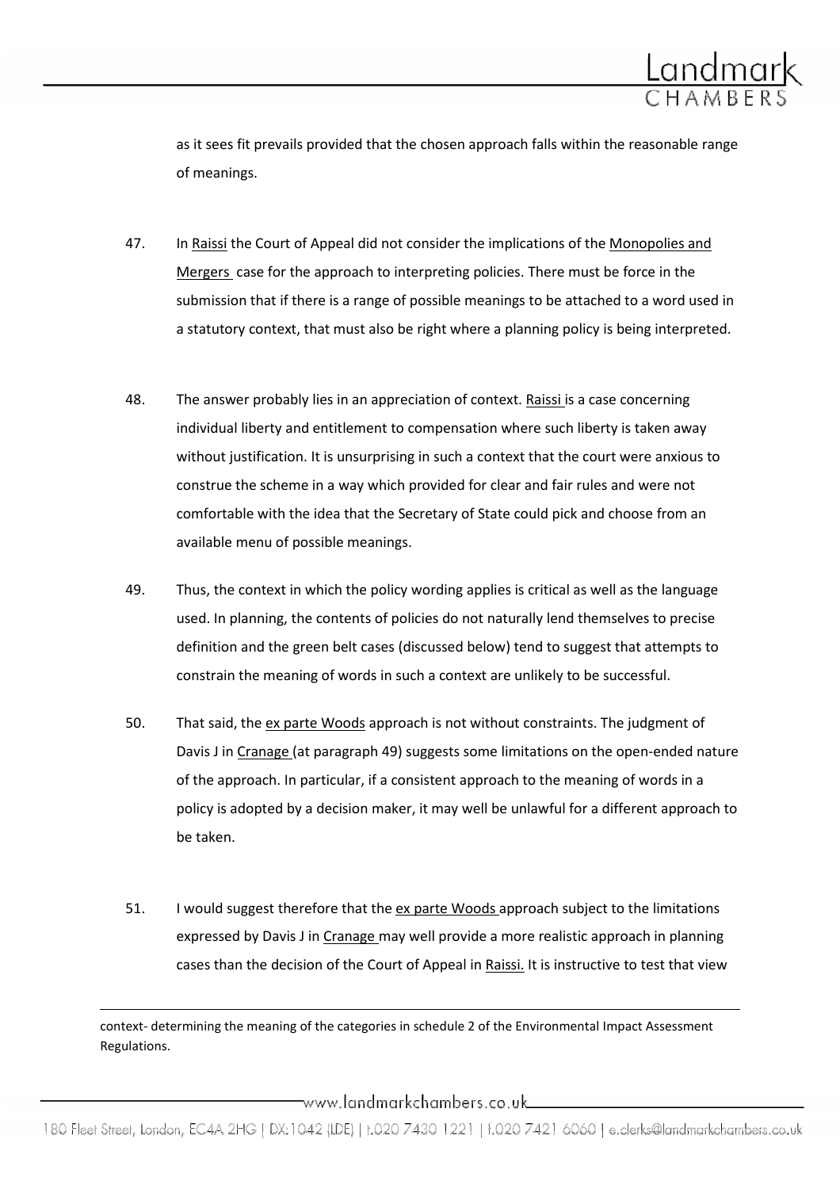as it sees fit prevails provided that the chosen approach falls within the reasonable range of meanings.

47. In Raissi the Court of Appeal did not consider the implications of the Monopolies and Mergers case for the approach to interpreting policies. There must be force in the submission that if there is a range of possible meanings to be attached to a word used in a statutory context, that must also be right where a planning policy is being interpreted.

48. The answer probably lies in an appreciation of context. Raissi is a case concerning individual liberty and entitlement to compensation where such liberty is taken away without justification. It is unsurprising in such a context that the court were anxious to construe the scheme in a way which provided for clear and fair rules and were not comfortable with the idea that the Secretary of State could pick and choose from an available menu of possible meanings.

49. Thus, the context in which the policy wording applies is critical as well as the language used. In planning, the contents of policies do not naturally lend themselves to precise definition and the green belt cases (discussed below) tend to suggest that attempts to constrain the meaning of words in such a context are unlikely to be successful.

50. That said, the ex parte Woods approach is not without constraints. The judgment of Davis J in Cranage (at paragraph 49) suggests some limitations on the open-ended nature of the approach. In particular, if a consistent approach to the meaning of words in a policy is adopted by a decision maker, it may well be unlawful for a different approach to be taken.

51. I would suggest therefore that the ex parte Woods approach subject to the limitations expressed by Davis J in Cranage may well provide a more realistic approach in planning cases than the decision of the Court of Appeal in Raissi. It is instructive to test that view

---

context- determining the meaning of the categories in schedule 2 of the Environmental Impact Assessment Regulations.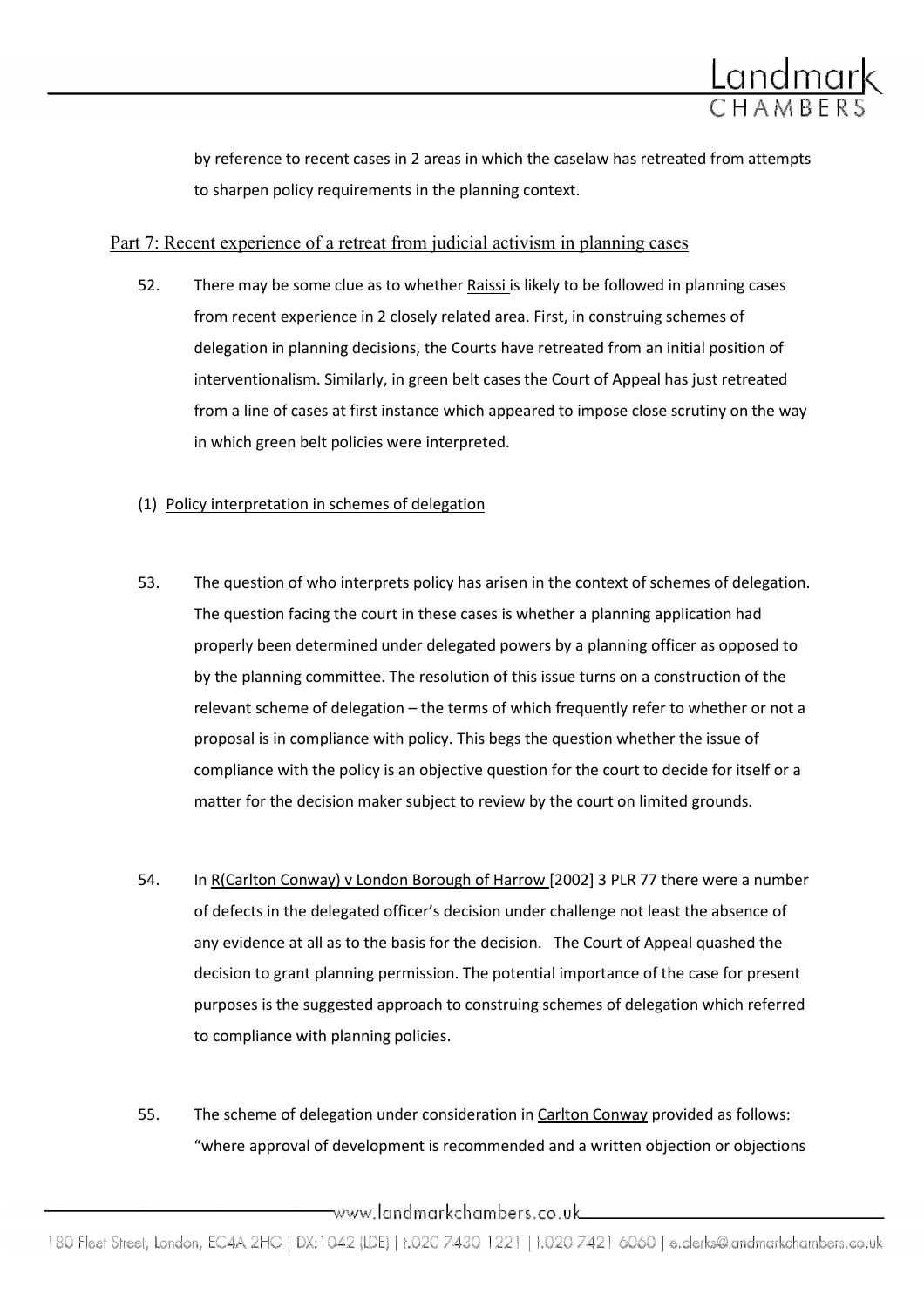by reference to recent cases in 2 areas in which the caselaw has retreated from attempts to sharpen policy requirements in the planning context.

## Part 7: Recent experience of a retreat from judicial activism in planning cases

52. There may be some clue as to whether Raissi is likely to be followed in planning cases from recent experience in 2 closely related area. First, in construing schemes of delegation in planning decisions, the Courts have retreated from an initial position of interventionalism. Similarly, in green belt cases the Court of Appeal has just retreated from a line of cases at first instance which appeared to impose close scrutiny on the way in which green belt policies were interpreted.

### (1) Policy interpretation in schemes of delegation

53. The question of who interprets policy has arisen in the context of schemes of delegation. The question facing the court in these cases is whether a planning application had properly been determined under delegated powers by a planning officer as opposed to by the planning committee. The resolution of this issue turns on a construction of the relevant scheme of delegation – the terms of which frequently refer to whether or not a proposal is in compliance with policy. This begs the question whether the issue of compliance with the policy is an objective question for the court to decide for itself or a matter for the decision maker subject to review by the court on limited grounds.

54. In R(Carlton Conway) v London Borough of Harrow [2002] 3 PLR 77 there were a number of defects in the delegated officer's decision under challenge not least the absence of any evidence at all as to the basis for the decision. The Court of Appeal quashed the decision to grant planning permission. The potential importance of the case for present purposes is the suggested approach to construing schemes of delegation which referred to compliance with planning policies.

55. The scheme of delegation under consideration in Carlton Conway provided as follows: "where approval of development is recommended and a written objection or objections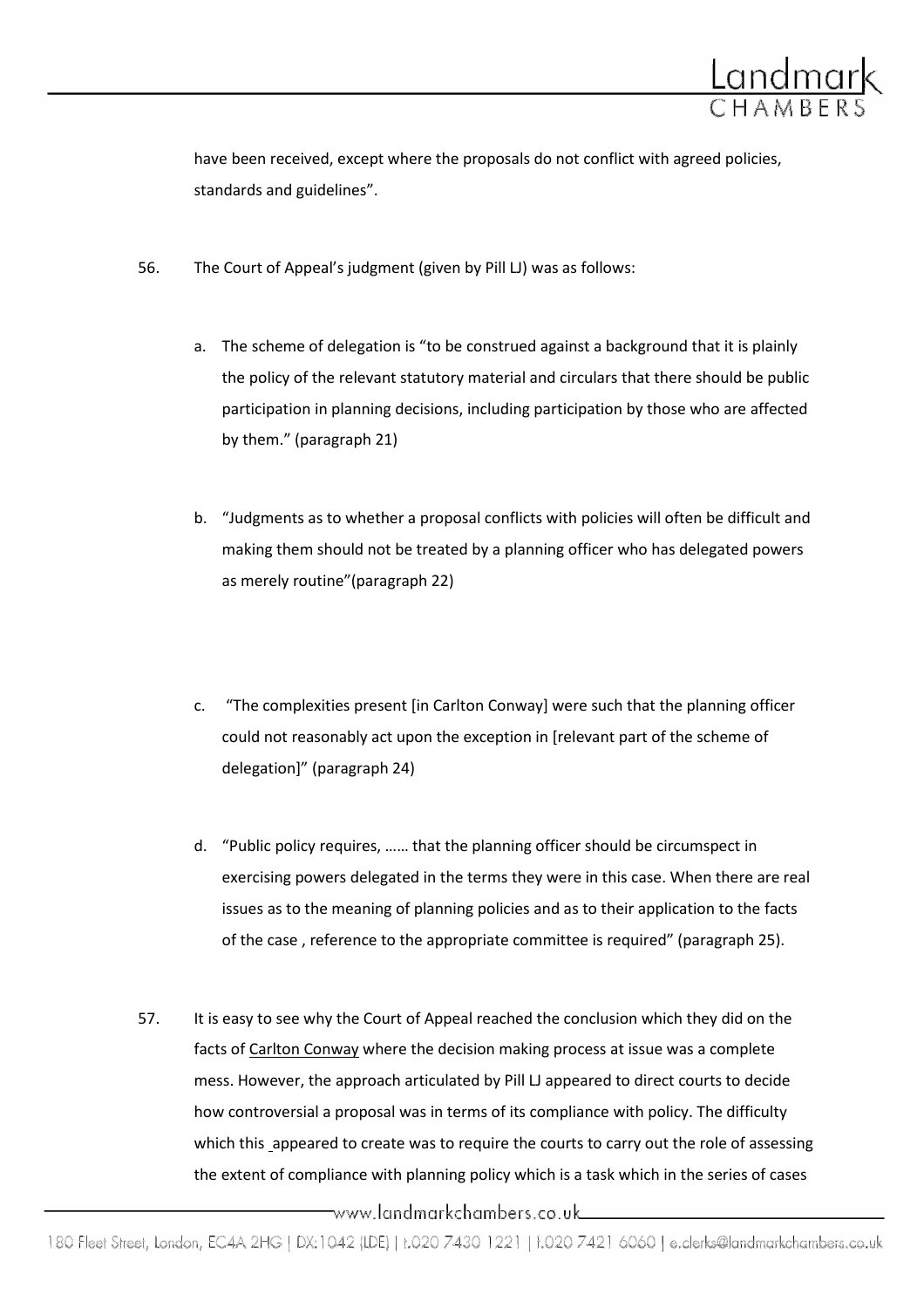have been received, except where the proposals do not conflict with agreed policies, standards and guidelines".

56. The Court of Appeal's judgment (given by Pill LJ) was as follows:

   a. The scheme of delegation is "to be construed against a background that it is plainly the policy of the relevant statutory material and circulars that there should be public participation in planning decisions, including participation by those who are affected by them." (paragraph 21)

   b. "Judgments as to whether a proposal conflicts with policies will often be difficult and making them should not be treated by a planning officer who has delegated powers as merely routine"(paragraph 22)

   c. "The complexities present [in Carlton Conway] were such that the planning officer could not reasonably act upon the exception in [relevant part of the scheme of delegation]" (paragraph 24)

   d. "Public policy requires, …… that the planning officer should be circumspect in exercising powers delegated in the terms they were in this case. When there are real issues as to the meaning of planning policies and as to their application to the facts of the case , reference to the appropriate committee is required" (paragraph 25).

57. It is easy to see why the Court of Appeal reached the conclusion which they did on the facts of Carlton Conway where the decision making process at issue was a complete mess. However, the approach articulated by Pill LJ appeared to direct courts to decide how controversial a proposal was in terms of its compliance with policy. The difficulty which this appeared to create was to require the courts to carry out the role of assessing the extent of compliance with planning policy which is a task which in the series of cases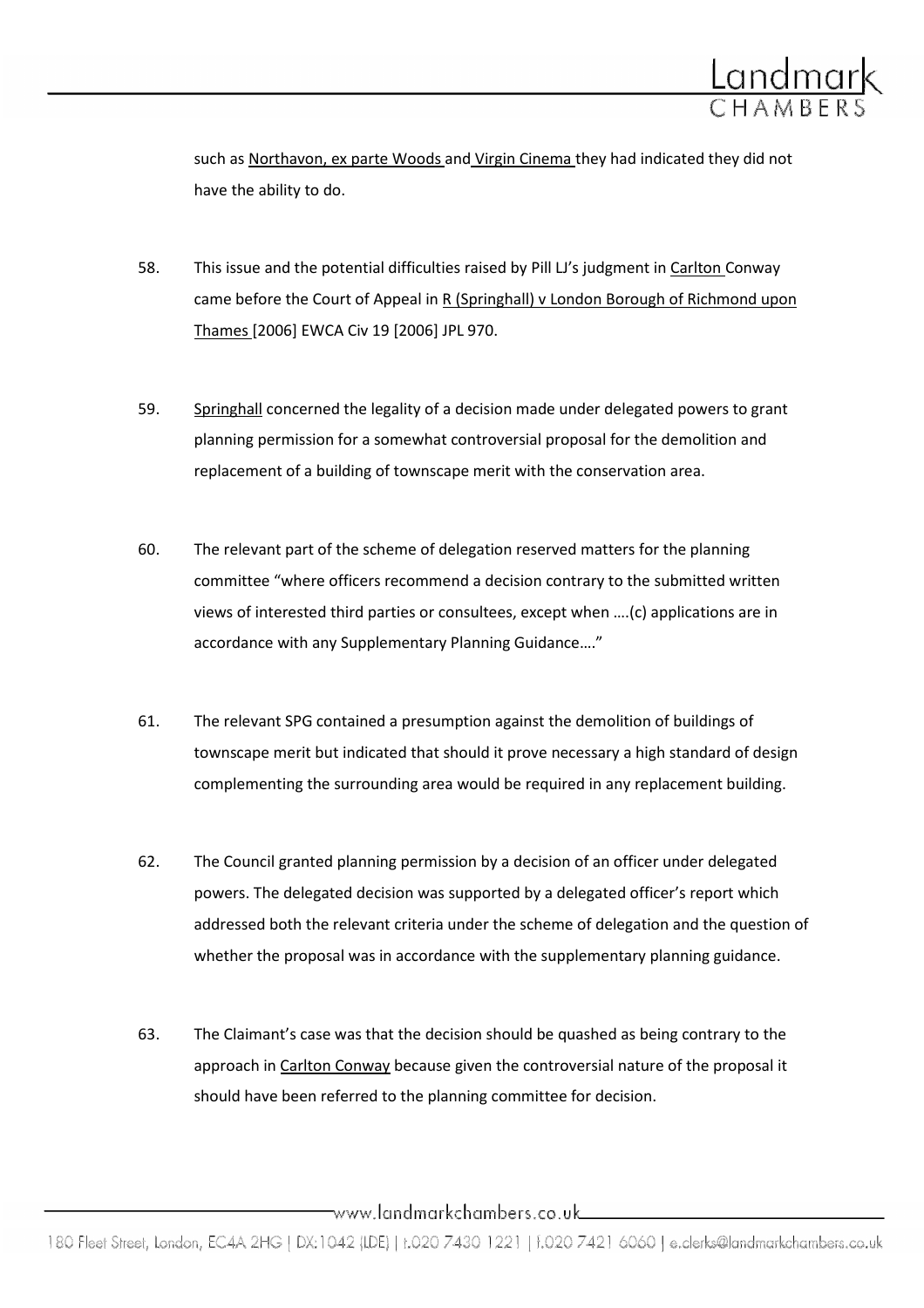such as Northavon, ex parte Woods and Virgin Cinema they had indicated they did not have the ability to do.

58. This issue and the potential difficulties raised by Pill LJ's judgment in Carlton Conway came before the Court of Appeal in R (Springhall) v London Borough of Richmond upon Thames [2006] EWCA Civ 19 [2006] JPL 970.

59. Springhall concerned the legality of a decision made under delegated powers to grant planning permission for a somewhat controversial proposal for the demolition and replacement of a building of townscape merit with the conservation area.

60. The relevant part of the scheme of delegation reserved matters for the planning committee "where officers recommend a decision contrary to the submitted written views of interested third parties or consultees, except when ….(c) applications are in accordance with any Supplementary Planning Guidance…."

61. The relevant SPG contained a presumption against the demolition of buildings of townscape merit but indicated that should it prove necessary a high standard of design complementing the surrounding area would be required in any replacement building.

62. The Council granted planning permission by a decision of an officer under delegated powers. The delegated decision was supported by a delegated officer's report which addressed both the relevant criteria under the scheme of delegation and the question of whether the proposal was in accordance with the supplementary planning guidance.

63. The Claimant's case was that the decision should be quashed as being contrary to the approach in Carlton Conway because given the controversial nature of the proposal it should have been referred to the planning committee for decision.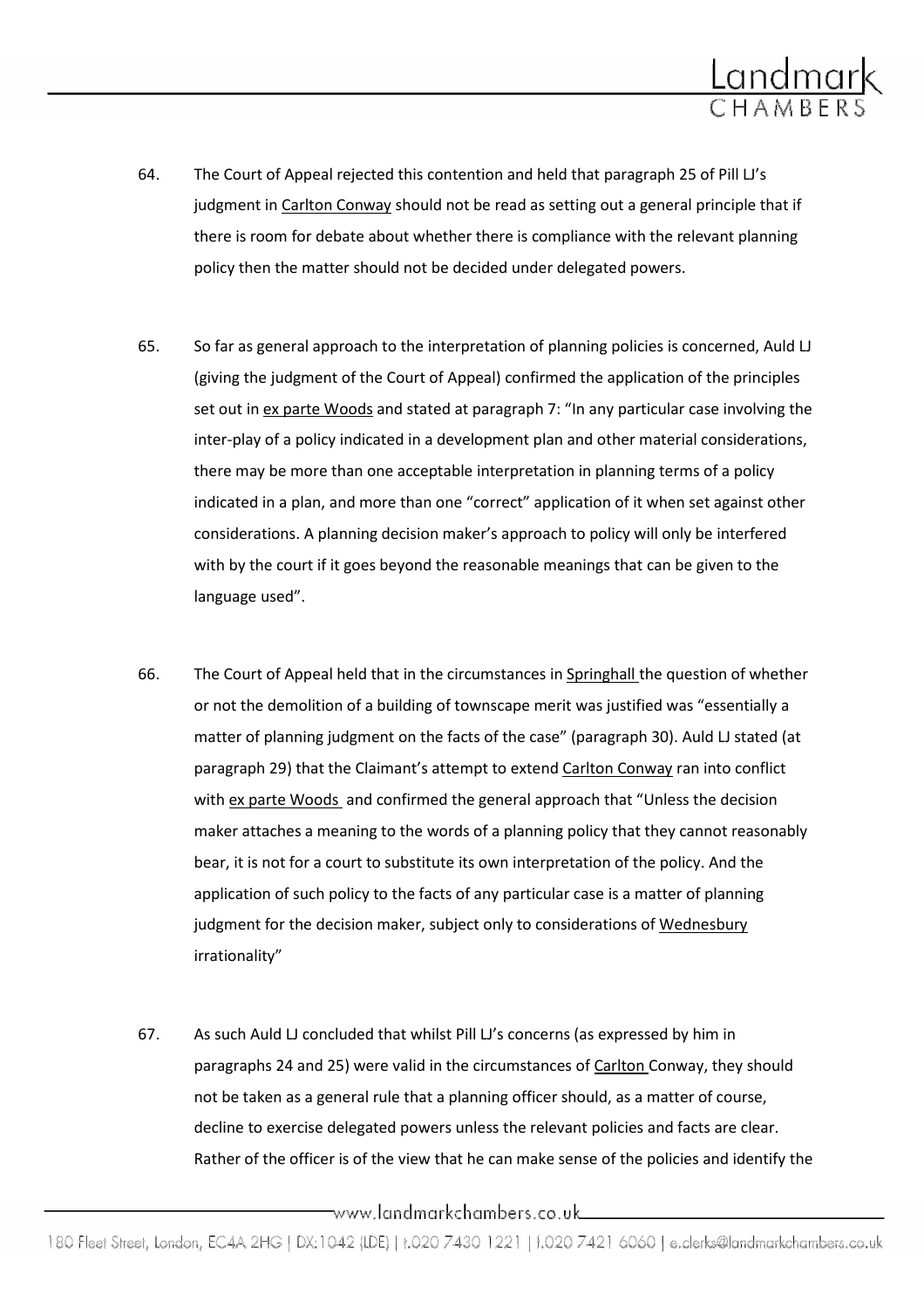64. The Court of Appeal rejected this contention and held that paragraph 25 of Pill LJ's judgment in Carlton Conway should not be read as setting out a general principle that if there is room for debate about whether there is compliance with the relevant planning policy then the matter should not be decided under delegated powers.

65. So far as general approach to the interpretation of planning policies is concerned, Auld LJ (giving the judgment of the Court of Appeal) confirmed the application of the principles set out in ex parte Woods and stated at paragraph 7: "In any particular case involving the inter-play of a policy indicated in a development plan and other material considerations, there may be more than one acceptable interpretation in planning terms of a policy indicated in a plan, and more than one "correct" application of it when set against other considerations. A planning decision maker's approach to policy will only be interfered with by the court if it goes beyond the reasonable meanings that can be given to the language used".

66. The Court of Appeal held that in the circumstances in Springhall the question of whether or not the demolition of a building of townscape merit was justified was "essentially a matter of planning judgment on the facts of the case" (paragraph 30). Auld LJ stated (at paragraph 29) that the Claimant's attempt to extend Carlton Conway ran into conflict with ex parte Woods and confirmed the general approach that "Unless the decision maker attaches a meaning to the words of a planning policy that they cannot reasonably bear, it is not for a court to substitute its own interpretation of the policy. And the application of such policy to the facts of any particular case is a matter of planning judgment for the decision maker, subject only to considerations of Wednesbury irrationality"

67. As such Auld LJ concluded that whilst Pill LJ's concerns (as expressed by him in paragraphs 24 and 25) were valid in the circumstances of Carlton Conway, they should not be taken as a general rule that a planning officer should, as a matter of course, decline to exercise delegated powers unless the relevant policies and facts are clear. Rather of the officer is of the view that he can make sense of the policies and identify the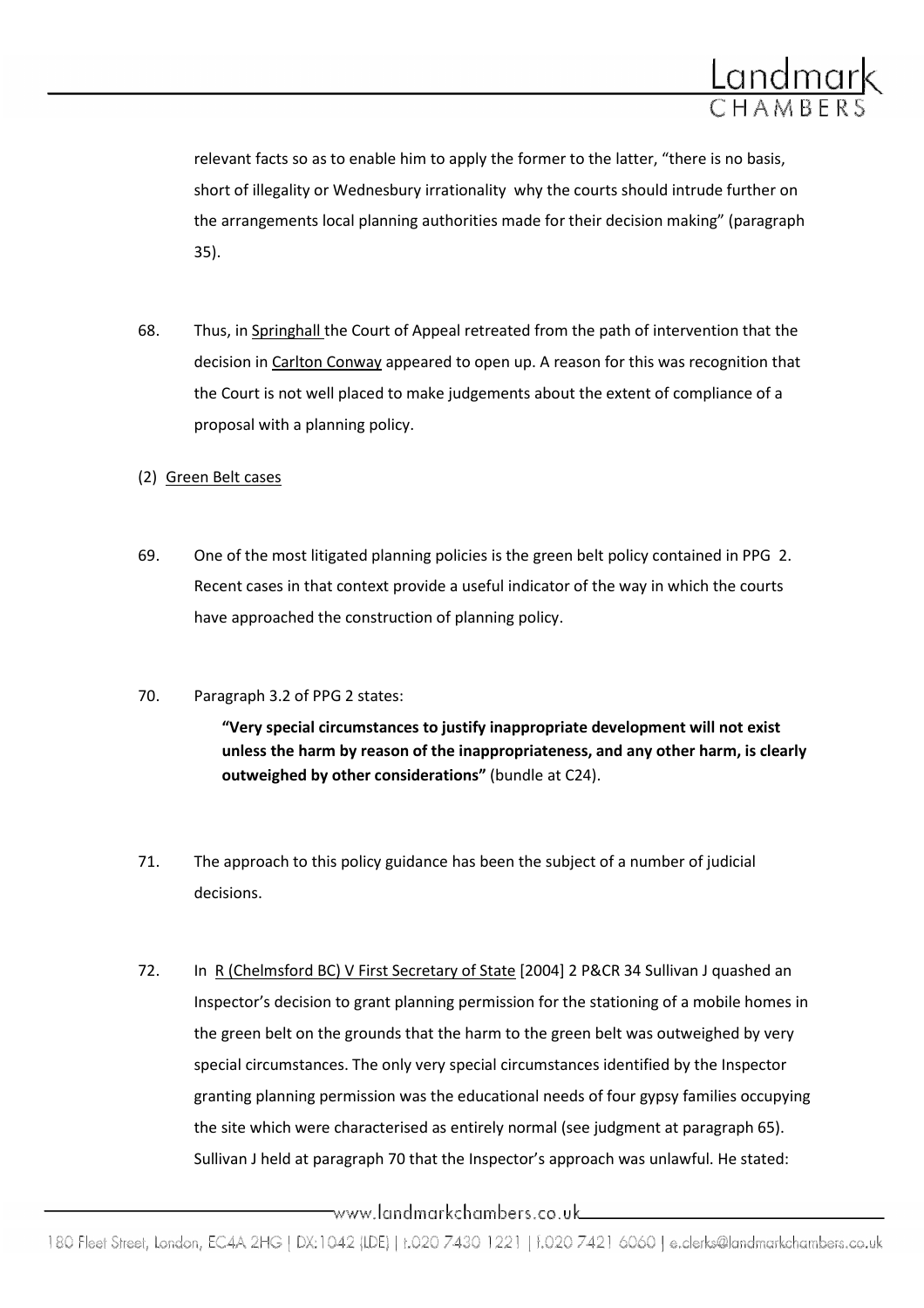relevant facts so as to enable him to apply the former to the latter, "there is no basis, short of illegality or Wednesbury irrationality why the courts should intrude further on the arrangements local planning authorities made for their decision making" (paragraph 35).

68. Thus, in Springhall the Court of Appeal retreated from the path of intervention that the decision in Carlton Conway appeared to open up. A reason for this was recognition that the Court is not well placed to make judgements about the extent of compliance of a proposal with a planning policy.

(2) Green Belt cases

69. One of the most litigated planning policies is the green belt policy contained in PPG 2. Recent cases in that context provide a useful indicator of the way in which the courts have approached the construction of planning policy.

70. Paragraph 3.2 of PPG 2 states:

> **"Very special circumstances to justify inappropriate development will not exist unless the harm by reason of the inappropriateness, and any other harm, is clearly outweighed by other considerations"** (bundle at C24).

71. The approach to this policy guidance has been the subject of a number of judicial decisions.

72. In R (Chelmsford BC) V First Secretary of State [2004] 2 P&CR 34 Sullivan J quashed an Inspector's decision to grant planning permission for the stationing of a mobile homes in the green belt on the grounds that the harm to the green belt was outweighed by very special circumstances. The only very special circumstances identified by the Inspector granting planning permission was the educational needs of four gypsy families occupying the site which were characterised as entirely normal (see judgment at paragraph 65). Sullivan J held at paragraph 70 that the Inspector's approach was unlawful. He stated: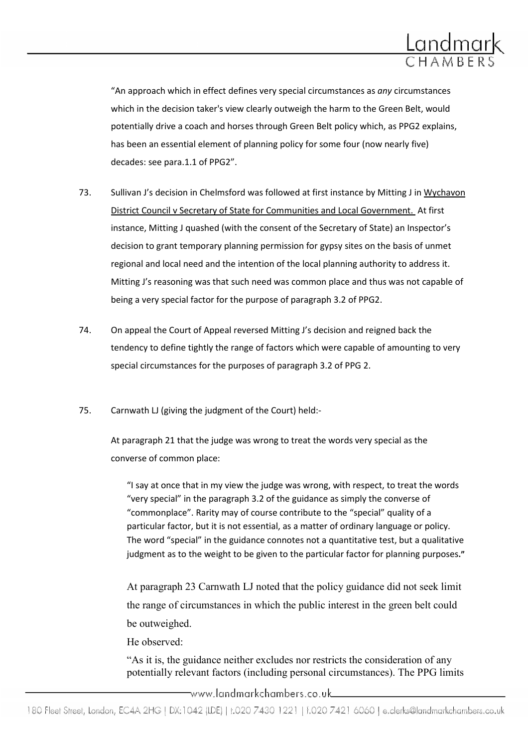"An approach which in effect defines very special circumstances as *any* circumstances which in the decision taker's view clearly outweigh the harm to the Green Belt, would potentially drive a coach and horses through Green Belt policy which, as PPG2 explains, has been an essential element of planning policy for some four (now nearly five) decades: see para.1.1 of PPG2".

73. Sullivan J's decision in Chelmsford was followed at first instance by Mitting J in Wychavon District Council v Secretary of State for Communities and Local Government. At first instance, Mitting J quashed (with the consent of the Secretary of State) an Inspector's decision to grant temporary planning permission for gypsy sites on the basis of unmet regional and local need and the intention of the local planning authority to address it. Mitting J's reasoning was that such need was common place and thus was not capable of being a very special factor for the purpose of paragraph 3.2 of PPG2.

74. On appeal the Court of Appeal reversed Mitting J's decision and reigned back the tendency to define tightly the range of factors which were capable of amounting to very special circumstances for the purposes of paragraph 3.2 of PPG 2.

75. Carnwath LJ (giving the judgment of the Court) held:-

At paragraph 21 that the judge was wrong to treat the words very special as the converse of common place:

> "I say at once that in my view the judge was wrong, with respect, to treat the words "very special" in the paragraph 3.2 of the guidance as simply the converse of "commonplace". Rarity may of course contribute to the "special" quality of a particular factor, but it is not essential, as a matter of ordinary language or policy. The word "special" in the guidance connotes not a quantitative test, but a qualitative judgment as to the weight to be given to the particular factor for planning purposes."

At paragraph 23 Carnwath LJ noted that the policy guidance did not seek limit the range of circumstances in which the public interest in the green belt could be outweighed.

He observed:

"As it is, the guidance neither excludes nor restricts the consideration of any potentially relevant factors (including personal circumstances). The PPG limits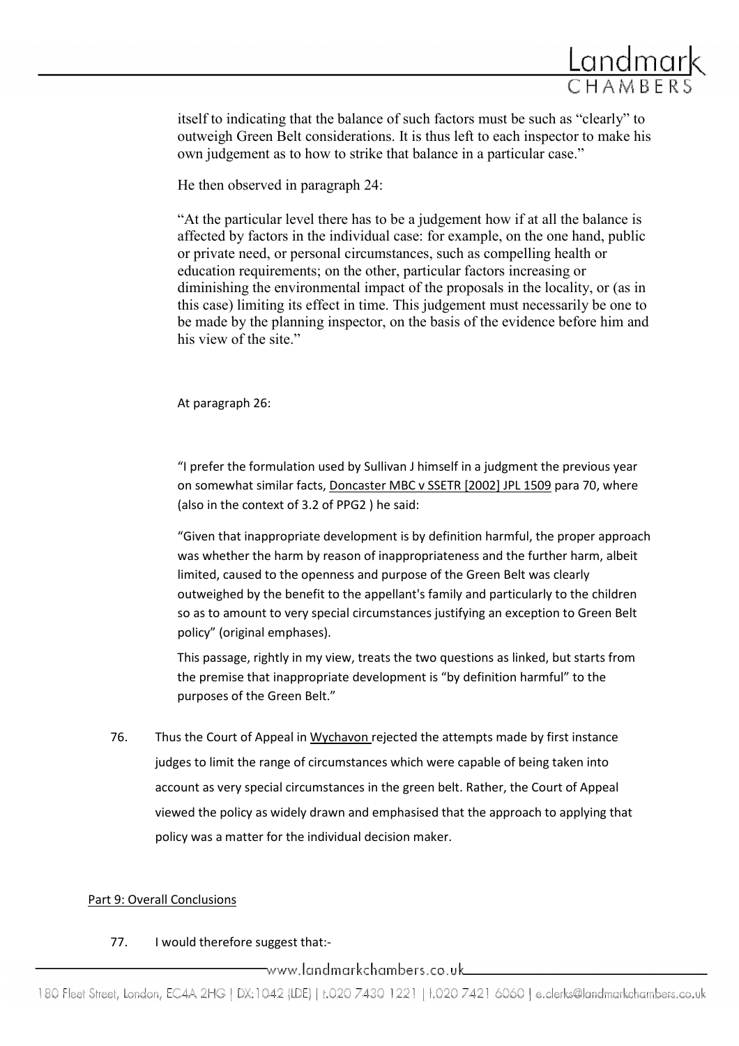itself to indicating that the balance of such factors must be such as "clearly" to outweigh Green Belt considerations. It is thus left to each inspector to make his own judgement as to how to strike that balance in a particular case."

He then observed in paragraph 24:

"At the particular level there has to be a judgement how if at all the balance is affected by factors in the individual case: for example, on the one hand, public or private need, or personal circumstances, such as compelling health or education requirements; on the other, particular factors increasing or diminishing the environmental impact of the proposals in the locality, or (as in this case) limiting its effect in time. This judgement must necessarily be one to be made by the planning inspector, on the basis of the evidence before him and his view of the site."

At paragraph 26:

"I prefer the formulation used by Sullivan J himself in a judgment the previous year on somewhat similar facts, Doncaster MBC v SSETR [2002] JPL 1509 para 70, where (also in the context of 3.2 of PPG2 ) he said:

"Given that inappropriate development is by definition harmful, the proper approach was whether the harm by reason of inappropriateness and the further harm, albeit limited, caused to the openness and purpose of the Green Belt was clearly outweighed by the benefit to the appellant's family and particularly to the children so as to amount to very special circumstances justifying an exception to Green Belt policy" (original emphases).

This passage, rightly in my view, treats the two questions as linked, but starts from the premise that inappropriate development is "by definition harmful" to the purposes of the Green Belt."

76. Thus the Court of Appeal in Wychavon rejected the attempts made by first instance judges to limit the range of circumstances which were capable of being taken into account as very special circumstances in the green belt. Rather, the Court of Appeal viewed the policy as widely drawn and emphasised that the approach to applying that policy was a matter for the individual decision maker.

## Part 9: Overall Conclusions

77. I would therefore suggest that:-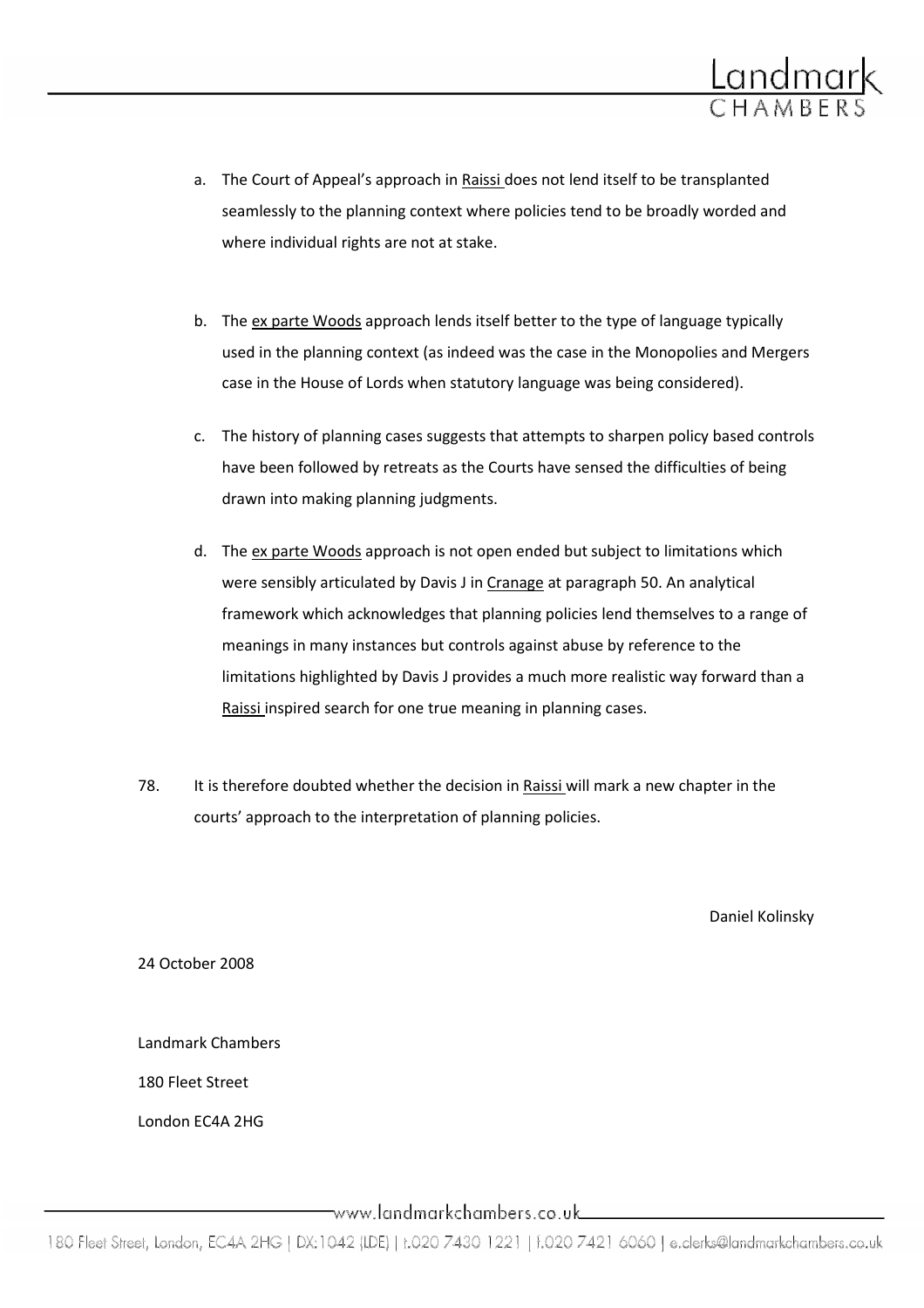a. The Court of Appeal's approach in Raissi does not lend itself to be transplanted seamlessly to the planning context where policies tend to be broadly worded and where individual rights are not at stake.

b. The ex parte Woods approach lends itself better to the type of language typically used in the planning context (as indeed was the case in the Monopolies and Mergers case in the House of Lords when statutory language was being considered).

c. The history of planning cases suggests that attempts to sharpen policy based controls have been followed by retreats as the Courts have sensed the difficulties of being drawn into making planning judgments.

d. The ex parte Woods approach is not open ended but subject to limitations which were sensibly articulated by Davis J in Cranage at paragraph 50. An analytical framework which acknowledges that planning policies lend themselves to a range of meanings in many instances but controls against abuse by reference to the limitations highlighted by Davis J provides a much more realistic way forward than a Raissi inspired search for one true meaning in planning cases.

78. It is therefore doubted whether the decision in Raissi will mark a new chapter in the courts' approach to the interpretation of planning policies.

Daniel Kolinsky

24 October 2008

Landmark Chambers

180 Fleet Street

London EC4A 2HG